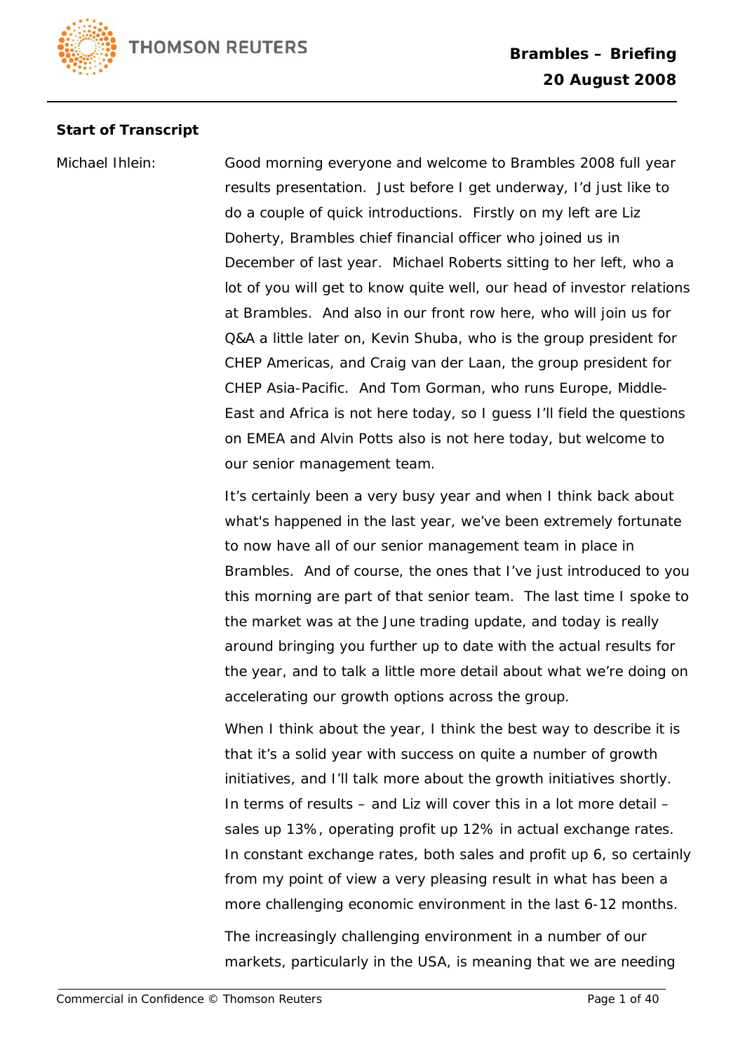**Start of Transcript**

Michael Ihlein: Good morning everyone and welcome to Brambles 2008 full year results presentation. Just before I get underway, I'd just like to do a couple of quick introductions. Firstly on my left are Liz Doherty, Brambles chief financial officer who joined us in December of last year. Michael Roberts sitting to her left, who a lot of you will get to know quite well, our head of investor relations at Brambles. And also in our front row here, who will join us for Q&A a little later on, Kevin Shuba, who is the group president for CHEP Americas, and Craig van der Laan, the group president for CHEP Asia-Pacific. And Tom Gorman, who runs Europe, Middle-East and Africa is not here today, so I guess I'll field the questions on EMEA and Alvin Potts also is not here today, but welcome to our senior management team.

It's certainly been a very busy year and when I think back about what's happened in the last year, we've been extremely fortunate to now have all of our senior management team in place in Brambles. And of course, the ones that I've just introduced to you this morning are part of that senior team. The last time I spoke to the market was at the June trading update, and today is really around bringing you further up to date with the actual results for the year, and to talk a little more detail about what we're doing on accelerating our growth options across the group.

When I think about the year, I think the best way to describe it is that it's a solid year with success on quite a number of growth initiatives, and I'll talk more about the growth initiatives shortly. In terms of results – and Liz will cover this in a lot more detail – sales up 13%, operating profit up 12% in actual exchange rates. In constant exchange rates, both sales and profit up 6, so certainly from my point of view a very pleasing result in what has been a more challenging economic environment in the last 6-12 months.

The increasingly challenging environment in a number of our markets, particularly in the USA, is meaning that we are needing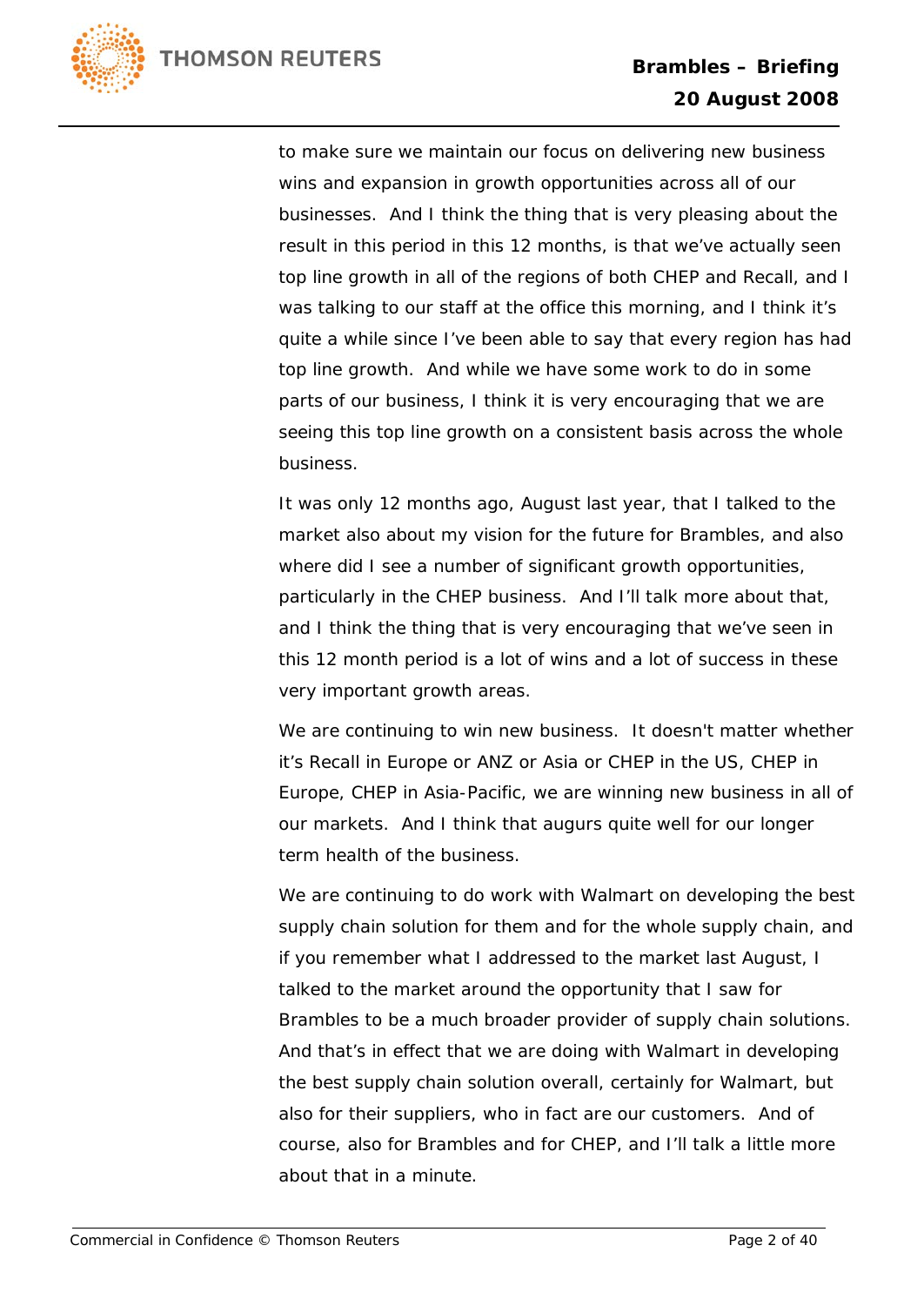to make sure we maintain our focus on delivering new business wins and expansion in growth opportunities across all of our businesses. And I think the thing that is very pleasing about the result in this period in this 12 months, is that we've actually seen top line growth in all of the regions of both CHEP and Recall, and I was talking to our staff at the office this morning, and I think it's quite a while since I've been able to say that every region has had top line growth. And while we have some work to do in some parts of our business, I think it is very encouraging that we are seeing this top line growth on a consistent basis across the whole business.

It was only 12 months ago, August last year, that I talked to the market also about my vision for the future for Brambles, and also where did I see a number of significant growth opportunities, particularly in the CHEP business. And I'll talk more about that, and I think the thing that is very encouraging that we've seen in this 12 month period is a lot of wins and a lot of success in these very important growth areas.

We are continuing to win new business. It doesn't matter whether it's Recall in Europe or ANZ or Asia or CHEP in the US, CHEP in Europe, CHEP in Asia-Pacific, we are winning new business in all of our markets. And I think that augurs quite well for our longer term health of the business.

We are continuing to do work with Walmart on developing the best supply chain solution for them and for the whole supply chain, and if you remember what I addressed to the market last August, I talked to the market around the opportunity that I saw for Brambles to be a much broader provider of supply chain solutions. And that's in effect that we are doing with Walmart in developing the best supply chain solution overall, certainly for Walmart, but also for their suppliers, who in fact are our customers. And of course, also for Brambles and for CHEP, and I'll talk a little more about that in a minute.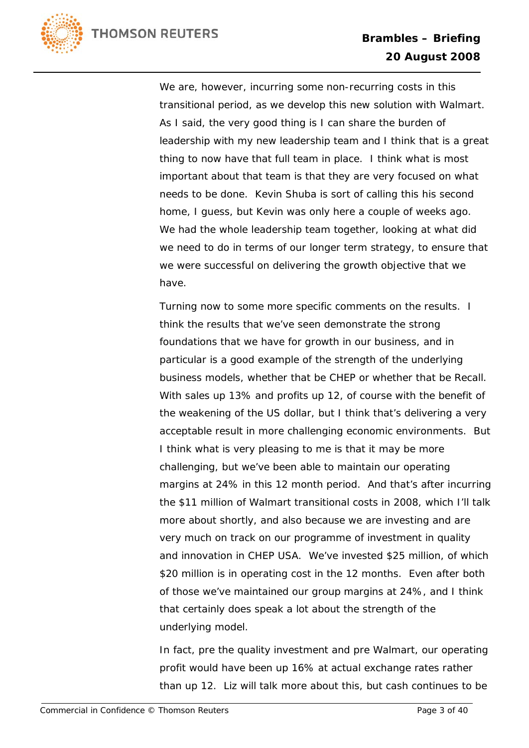We are, however, incurring some non-recurring costs in this transitional period, as we develop this new solution with Walmart. As I said, the very good thing is I can share the burden of leadership with my new leadership team and I think that is a great thing to now have that full team in place. I think what is most important about that team is that they are very focused on what needs to be done. Kevin Shuba is sort of calling this his second home, I guess, but Kevin was only here a couple of weeks ago. We had the whole leadership team together, looking at what did we need to do in terms of our longer term strategy, to ensure that we were successful on delivering the growth objective that we have.

Turning now to some more specific comments on the results. I think the results that we've seen demonstrate the strong foundations that we have for growth in our business, and in particular is a good example of the strength of the underlying business models, whether that be CHEP or whether that be Recall. With sales up 13% and profits up 12, of course with the benefit of the weakening of the US dollar, but I think that's delivering a very acceptable result in more challenging economic environments. But I think what is very pleasing to me is that it may be more challenging, but we've been able to maintain our operating margins at 24% in this 12 month period. And that's after incurring the $11 million of Walmart transitional costs in 2008, which I'll talk more about shortly, and also because we are investing and are very much on track on our programme of investment in quality and innovation in CHEP USA. We've invested $25 million, of which $20 million is in operating cost in the 12 months. Even after both of those we've maintained our group margins at 24%, and I think that certainly does speak a lot about the strength of the underlying model.

In fact, pre the quality investment and pre Walmart, our operating profit would have been up 16% at actual exchange rates rather than up 12. Liz will talk more about this, but cash continues to be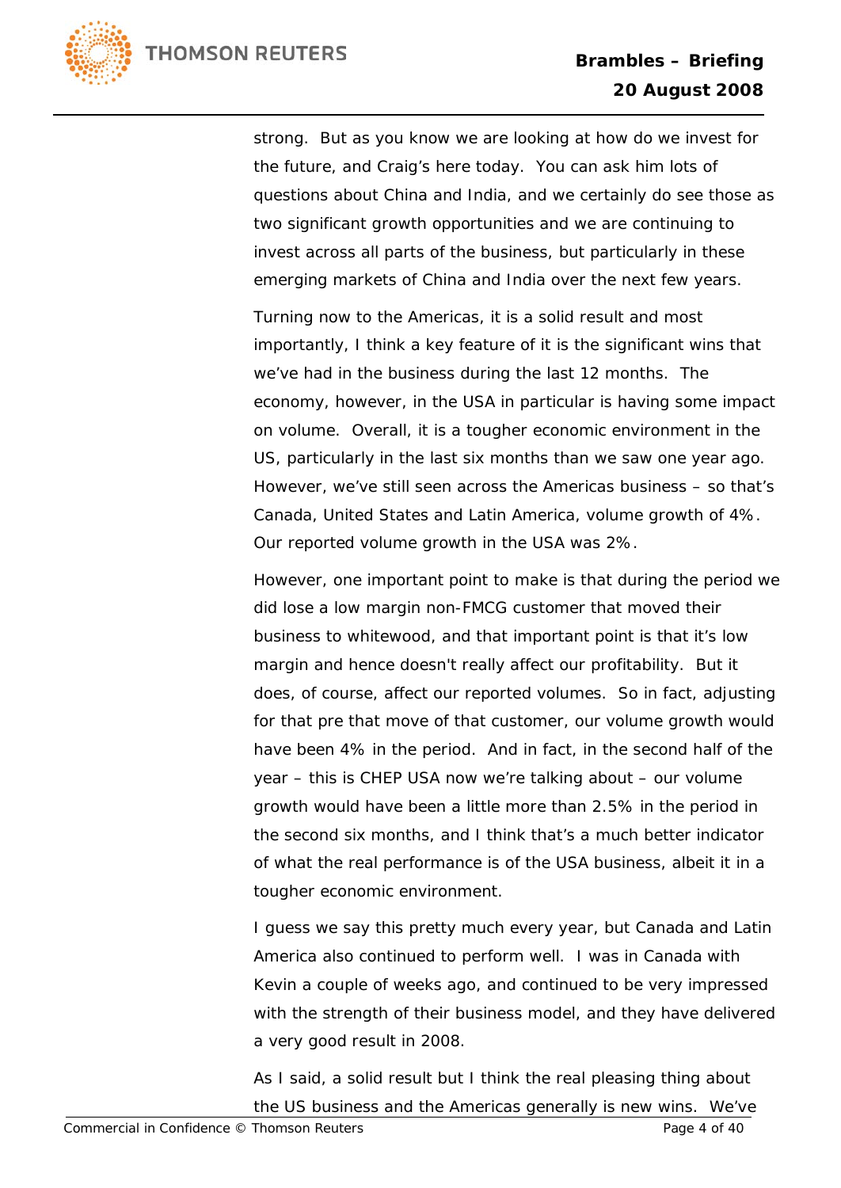strong. But as you know we are looking at how do we invest for the future, and Craig's here today. You can ask him lots of questions about China and India, and we certainly do see those as two significant growth opportunities and we are continuing to invest across all parts of the business, but particularly in these emerging markets of China and India over the next few years.

Turning now to the Americas, it is a solid result and most importantly, I think a key feature of it is the significant wins that we've had in the business during the last 12 months. The economy, however, in the USA in particular is having some impact on volume. Overall, it is a tougher economic environment in the US, particularly in the last six months than we saw one year ago. However, we've still seen across the Americas business – so that's Canada, United States and Latin America, volume growth of 4%. Our reported volume growth in the USA was 2%.

However, one important point to make is that during the period we did lose a low margin non-FMCG customer that moved their business to whitewood, and that important point is that it's low margin and hence doesn't really affect our profitability. But it does, of course, affect our reported volumes. So in fact, adjusting for that pre that move of that customer, our volume growth would have been 4% in the period. And in fact, in the second half of the year – this is CHEP USA now we're talking about – our volume growth would have been a little more than 2.5% in the period in the second six months, and I think that's a much better indicator of what the real performance is of the USA business, albeit it in a tougher economic environment.

I guess we say this pretty much every year, but Canada and Latin America also continued to perform well. I was in Canada with Kevin a couple of weeks ago, and continued to be very impressed with the strength of their business model, and they have delivered a very good result in 2008.

As I said, a solid result but I think the real pleasing thing about the US business and the Americas generally is new wins. We've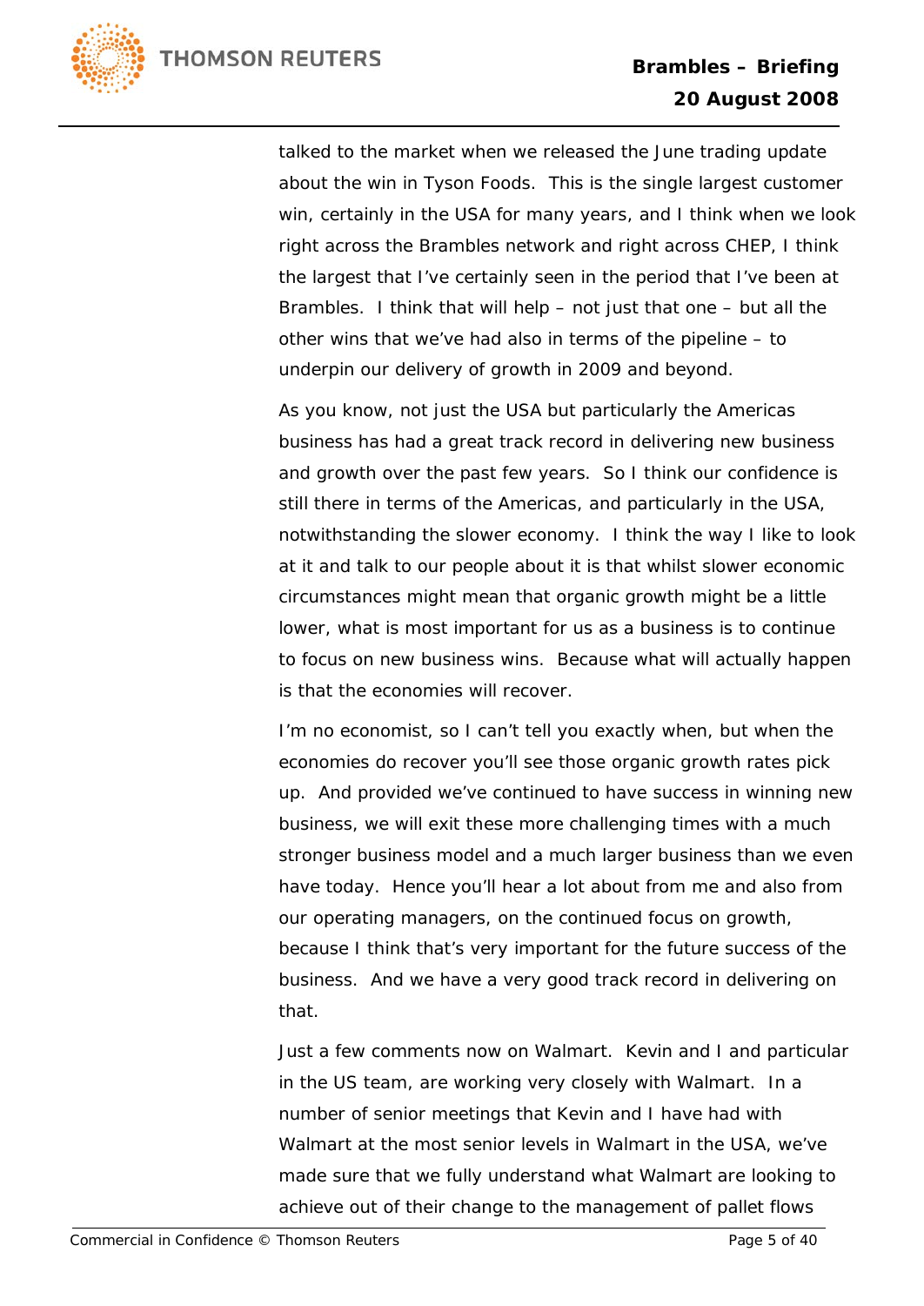talked to the market when we released the June trading update about the win in Tyson Foods. This is the single largest customer win, certainly in the USA for many years, and I think when we look right across the Brambles network and right across CHEP, I think the largest that I've certainly seen in the period that I've been at Brambles. I think that will help – not just that one – but all the other wins that we've had also in terms of the pipeline – to underpin our delivery of growth in 2009 and beyond.

As you know, not just the USA but particularly the Americas business has had a great track record in delivering new business and growth over the past few years. So I think our confidence is still there in terms of the Americas, and particularly in the USA, notwithstanding the slower economy. I think the way I like to look at it and talk to our people about it is that whilst slower economic circumstances might mean that organic growth might be a little lower, what is most important for us as a business is to continue to focus on new business wins. Because what will actually happen is that the economies will recover.

I'm no economist, so I can't tell you exactly when, but when the economies do recover you'll see those organic growth rates pick up. And provided we've continued to have success in winning new business, we will exit these more challenging times with a much stronger business model and a much larger business than we even have today. Hence you'll hear a lot about from me and also from our operating managers, on the continued focus on growth, because I think that's very important for the future success of the business. And we have a very good track record in delivering on that.

Just a few comments now on Walmart. Kevin and I and particular in the US team, are working very closely with Walmart. In a number of senior meetings that Kevin and I have had with Walmart at the most senior levels in Walmart in the USA, we've made sure that we fully understand what Walmart are looking to achieve out of their change to the management of pallet flows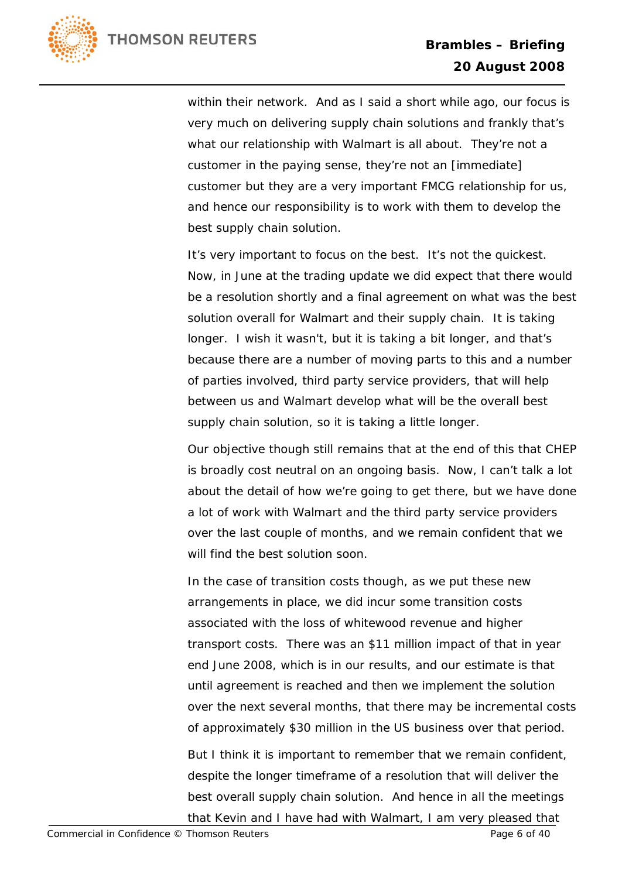within their network. And as I said a short while ago, our focus is very much on delivering supply chain solutions and frankly that's what our relationship with Walmart is all about. They're not a customer in the paying sense, they're not an [immediate] customer but they are a very important FMCG relationship for us, and hence our responsibility is to work with them to develop the best supply chain solution.

It's very important to focus on the best. It's not the quickest. Now, in June at the trading update we did expect that there would be a resolution shortly and a final agreement on what was the best solution overall for Walmart and their supply chain. It is taking longer. I wish it wasn't, but it is taking a bit longer, and that's because there are a number of moving parts to this and a number of parties involved, third party service providers, that will help between us and Walmart develop what will be the overall best supply chain solution, so it is taking a little longer.

Our objective though still remains that at the end of this that CHEP is broadly cost neutral on an ongoing basis. Now, I can't talk a lot about the detail of how we're going to get there, but we have done a lot of work with Walmart and the third party service providers over the last couple of months, and we remain confident that we will find the best solution soon.

In the case of transition costs though, as we put these new arrangements in place, we did incur some transition costs associated with the loss of whitewood revenue and higher transport costs. There was an $11 million impact of that in year end June 2008, which is in our results, and our estimate is that until agreement is reached and then we implement the solution over the next several months, that there may be incremental costs of approximately $30 million in the US business over that period.

But I think it is important to remember that we remain confident, despite the longer timeframe of a resolution that will deliver the best overall supply chain solution. And hence in all the meetings that Kevin and I have had with Walmart, I am very pleased that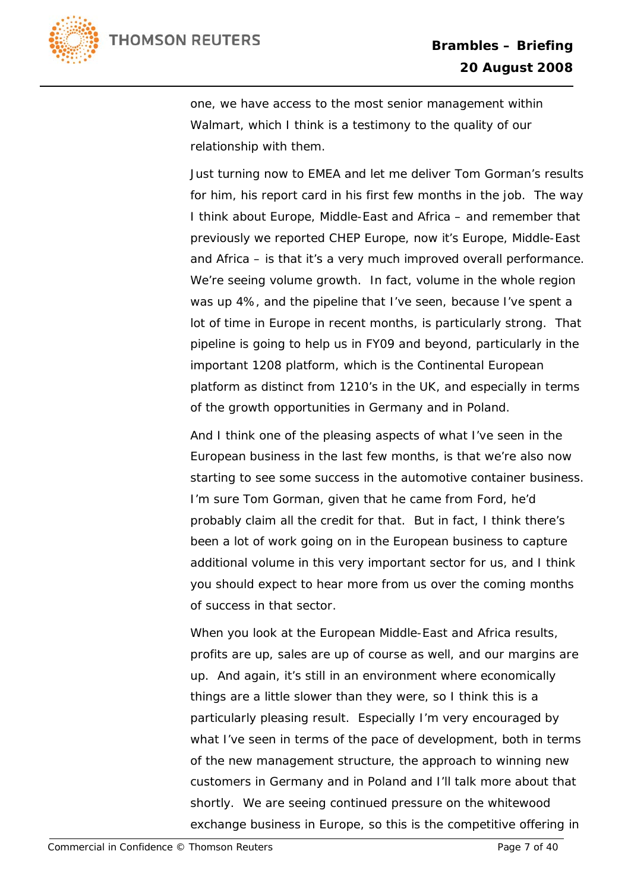one, we have access to the most senior management within Walmart, which I think is a testimony to the quality of our relationship with them.

Just turning now to EMEA and let me deliver Tom Gorman's results for him, his report card in his first few months in the job. The way I think about Europe, Middle-East and Africa – and remember that previously we reported CHEP Europe, now it's Europe, Middle-East and Africa – is that it's a very much improved overall performance. We're seeing volume growth. In fact, volume in the whole region was up 4%, and the pipeline that I've seen, because I've spent a lot of time in Europe in recent months, is particularly strong. That pipeline is going to help us in FY09 and beyond, particularly in the important 1208 platform, which is the Continental European platform as distinct from 1210's in the UK, and especially in terms of the growth opportunities in Germany and in Poland.

And I think one of the pleasing aspects of what I've seen in the European business in the last few months, is that we're also now starting to see some success in the automotive container business. I'm sure Tom Gorman, given that he came from Ford, he'd probably claim all the credit for that. But in fact, I think there's been a lot of work going on in the European business to capture additional volume in this very important sector for us, and I think you should expect to hear more from us over the coming months of success in that sector.

When you look at the European Middle-East and Africa results, profits are up, sales are up of course as well, and our margins are up. And again, it's still in an environment where economically things are a little slower than they were, so I think this is a particularly pleasing result. Especially I'm very encouraged by what I've seen in terms of the pace of development, both in terms of the new management structure, the approach to winning new customers in Germany and in Poland and I'll talk more about that shortly. We are seeing continued pressure on the whitewood exchange business in Europe, so this is the competitive offering in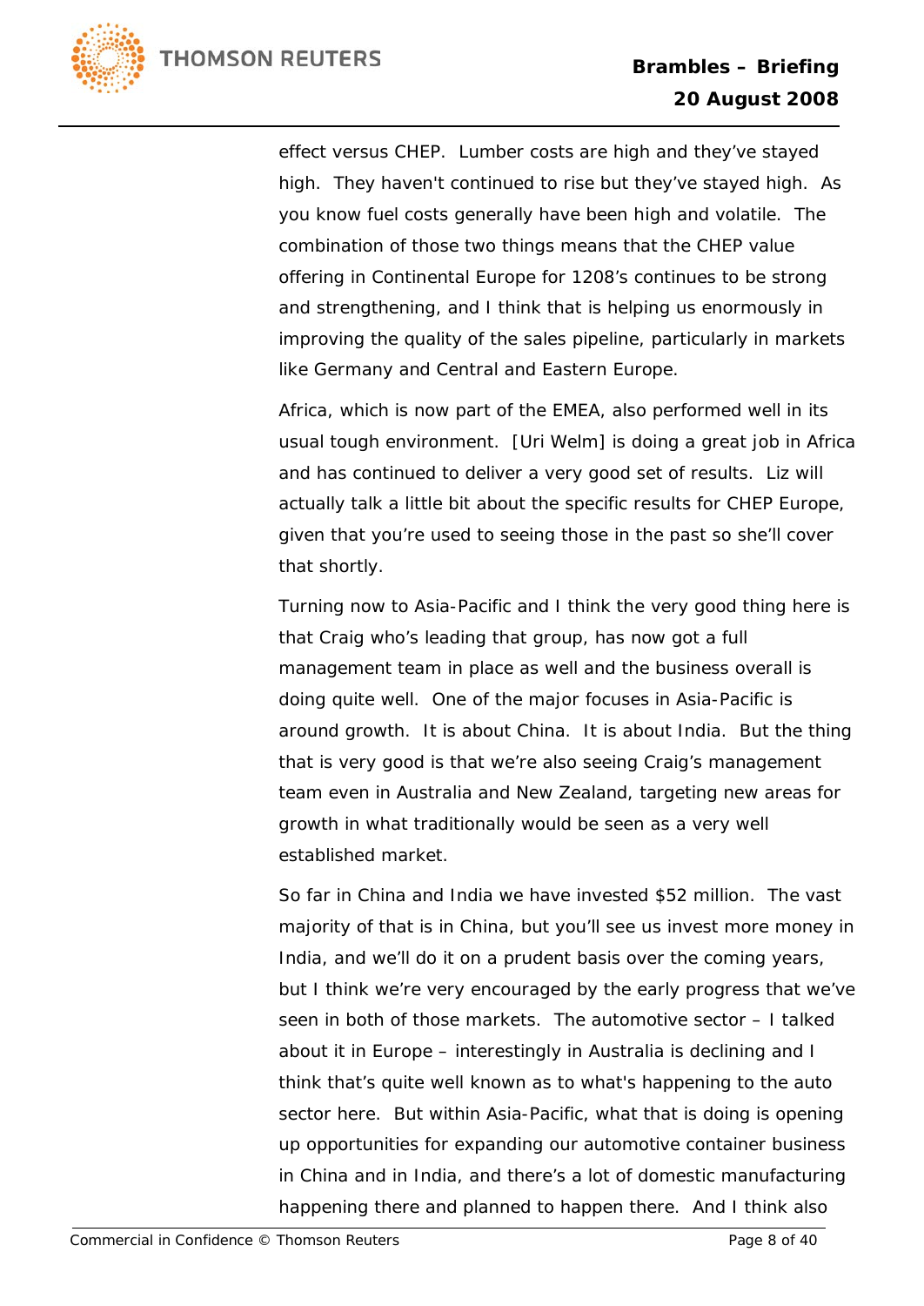effect versus CHEP. Lumber costs are high and they've stayed high. They haven't continued to rise but they've stayed high. As you know fuel costs generally have been high and volatile. The combination of those two things means that the CHEP value offering in Continental Europe for 1208's continues to be strong and strengthening, and I think that is helping us enormously in improving the quality of the sales pipeline, particularly in markets like Germany and Central and Eastern Europe.

Africa, which is now part of the EMEA, also performed well in its usual tough environment. [Uri Welm] is doing a great job in Africa and has continued to deliver a very good set of results. Liz will actually talk a little bit about the specific results for CHEP Europe, given that you're used to seeing those in the past so she'll cover that shortly.

Turning now to Asia-Pacific and I think the very good thing here is that Craig who's leading that group, has now got a full management team in place as well and the business overall is doing quite well. One of the major focuses in Asia-Pacific is around growth. It is about China. It is about India. But the thing that is very good is that we're also seeing Craig's management team even in Australia and New Zealand, targeting new areas for growth in what traditionally would be seen as a very well established market.

So far in China and India we have invested $52 million. The vast majority of that is in China, but you'll see us invest more money in India, and we'll do it on a prudent basis over the coming years, but I think we're very encouraged by the early progress that we've seen in both of those markets. The automotive sector – I talked about it in Europe – interestingly in Australia is declining and I think that's quite well known as to what's happening to the auto sector here. But within Asia-Pacific, what that is doing is opening up opportunities for expanding our automotive container business in China and in India, and there's a lot of domestic manufacturing happening there and planned to happen there. And I think also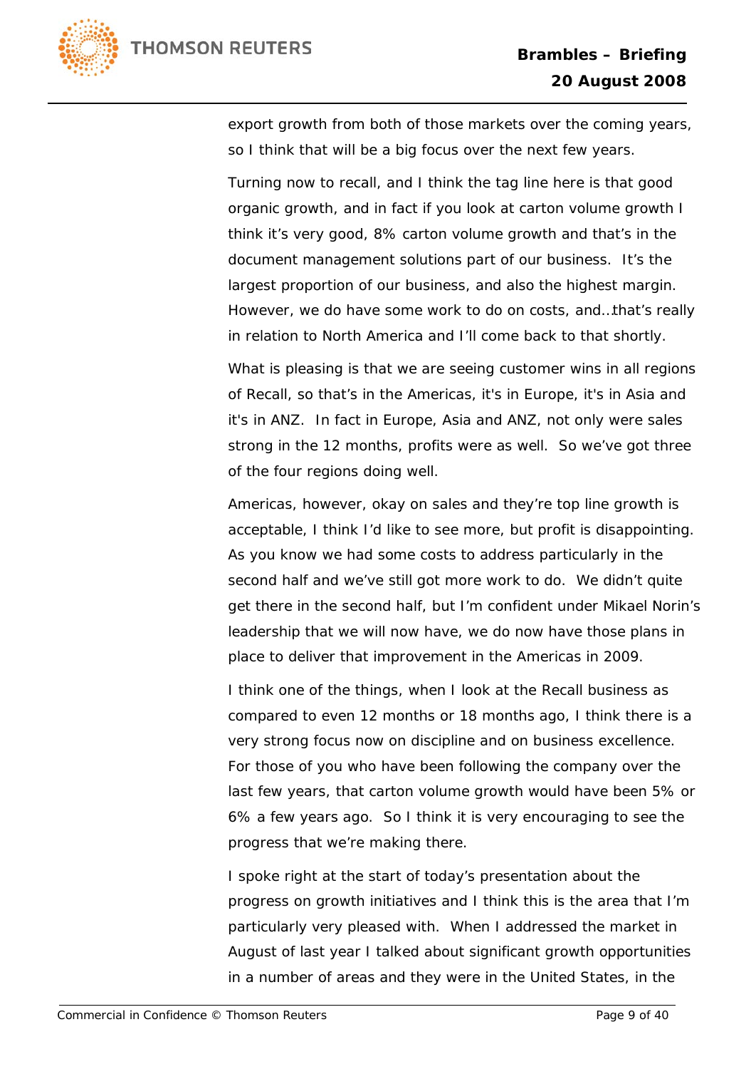export growth from both of those markets over the coming years, so I think that will be a big focus over the next few years.

Turning now to recall, and I think the tag line here is that good organic growth, and in fact if you look at carton volume growth I think it's very good, 8% carton volume growth and that's in the document management solutions part of our business. It's the largest proportion of our business, and also the highest margin. However, we do have some work to do on costs, and…that's really in relation to North America and I'll come back to that shortly.

What is pleasing is that we are seeing customer wins in all regions of Recall, so that's in the Americas, it's in Europe, it's in Asia and it's in ANZ. In fact in Europe, Asia and ANZ, not only were sales strong in the 12 months, profits were as well. So we've got three of the four regions doing well.

Americas, however, okay on sales and they're top line growth is acceptable, I think I'd like to see more, but profit is disappointing. As you know we had some costs to address particularly in the second half and we've still got more work to do. We didn't quite get there in the second half, but I'm confident under Mikael Norin's leadership that we will now have, we do now have those plans in place to deliver that improvement in the Americas in 2009.

I think one of the things, when I look at the Recall business as compared to even 12 months or 18 months ago, I think there is a very strong focus now on discipline and on business excellence. For those of you who have been following the company over the last few years, that carton volume growth would have been 5% or 6% a few years ago. So I think it is very encouraging to see the progress that we're making there.

I spoke right at the start of today's presentation about the progress on growth initiatives and I think this is the area that I'm particularly very pleased with. When I addressed the market in August of last year I talked about significant growth opportunities in a number of areas and they were in the United States, in the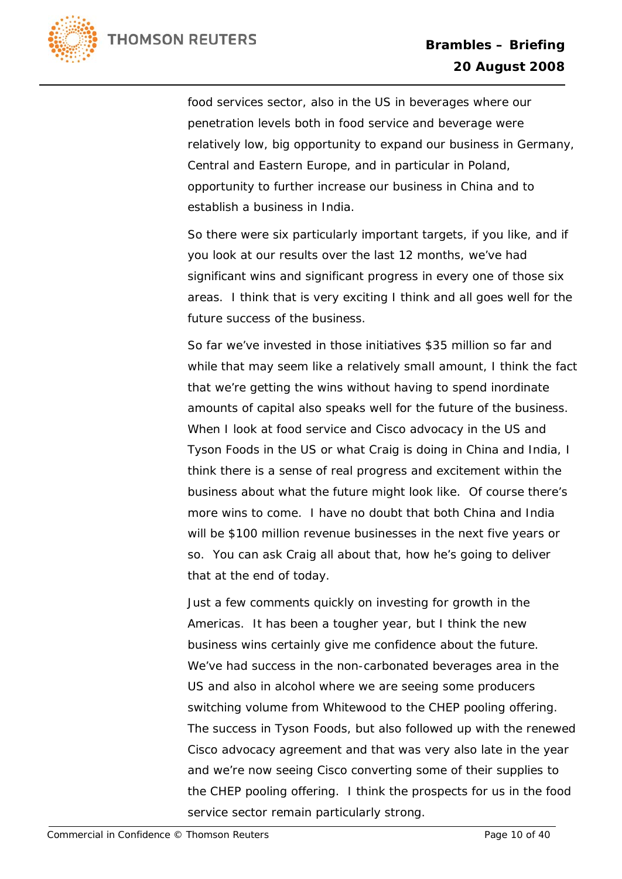food services sector, also in the US in beverages where our penetration levels both in food service and beverage were relatively low, big opportunity to expand our business in Germany, Central and Eastern Europe, and in particular in Poland, opportunity to further increase our business in China and to establish a business in India.

So there were six particularly important targets, if you like, and if you look at our results over the last 12 months, we've had significant wins and significant progress in every one of those six areas. I think that is very exciting I think and all goes well for the future success of the business.

So far we've invested in those initiatives $35 million so far and while that may seem like a relatively small amount, I think the fact that we're getting the wins without having to spend inordinate amounts of capital also speaks well for the future of the business. When I look at food service and Cisco advocacy in the US and Tyson Foods in the US or what Craig is doing in China and India, I think there is a sense of real progress and excitement within the business about what the future might look like. Of course there's more wins to come. I have no doubt that both China and India will be $100 million revenue businesses in the next five years or so. You can ask Craig all about that, how he's going to deliver that at the end of today.

Just a few comments quickly on investing for growth in the Americas. It has been a tougher year, but I think the new business wins certainly give me confidence about the future. We've had success in the non-carbonated beverages area in the US and also in alcohol where we are seeing some producers switching volume from Whitewood to the CHEP pooling offering. The success in Tyson Foods, but also followed up with the renewed Cisco advocacy agreement and that was very also late in the year and we're now seeing Cisco converting some of their supplies to the CHEP pooling offering. I think the prospects for us in the food service sector remain particularly strong.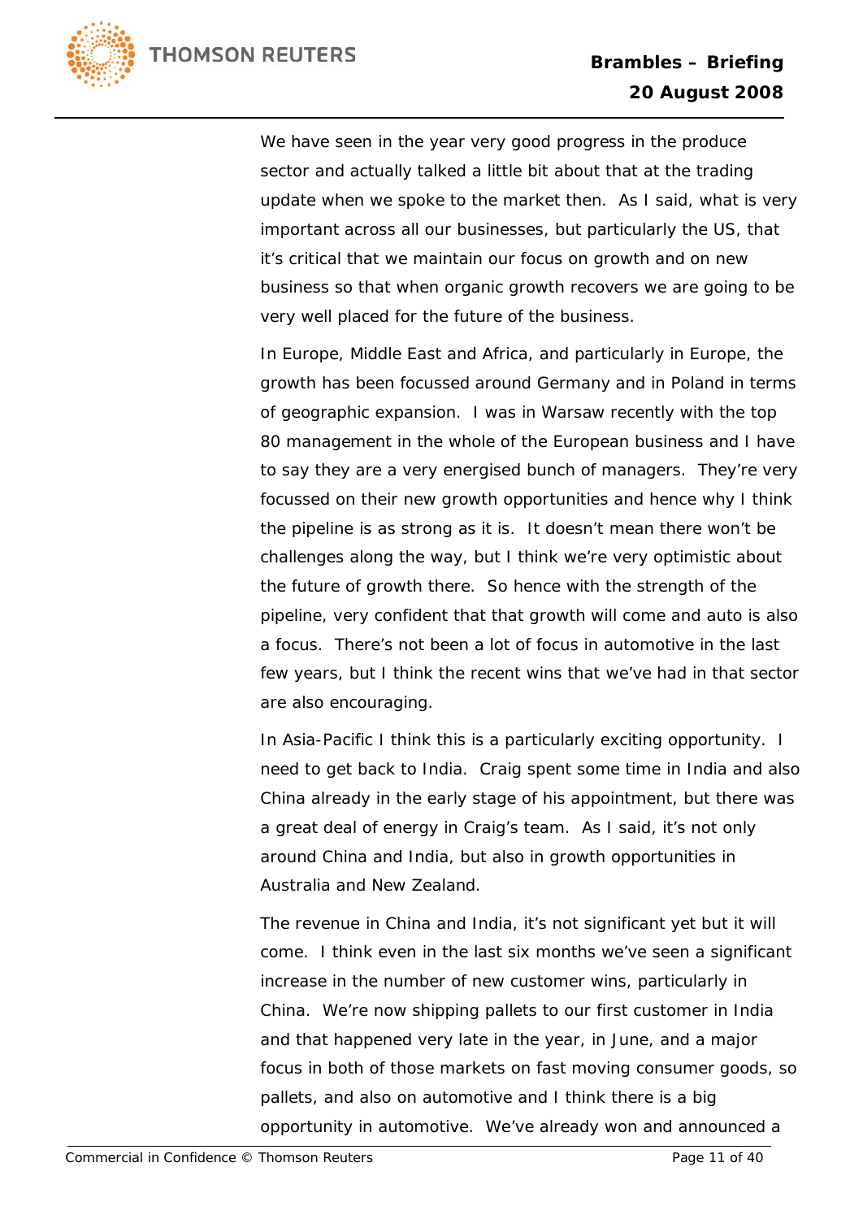We have seen in the year very good progress in the produce sector and actually talked a little bit about that at the trading update when we spoke to the market then. As I said, what is very important across all our businesses, but particularly the US, that it's critical that we maintain our focus on growth and on new business so that when organic growth recovers we are going to be very well placed for the future of the business.

In Europe, Middle East and Africa, and particularly in Europe, the growth has been focussed around Germany and in Poland in terms of geographic expansion. I was in Warsaw recently with the top 80 management in the whole of the European business and I have to say they are a very energised bunch of managers. They're very focussed on their new growth opportunities and hence why I think the pipeline is as strong as it is. It doesn't mean there won't be challenges along the way, but I think we're very optimistic about the future of growth there. So hence with the strength of the pipeline, very confident that that growth will come and auto is also a focus. There's not been a lot of focus in automotive in the last few years, but I think the recent wins that we've had in that sector are also encouraging.

In Asia-Pacific I think this is a particularly exciting opportunity. I need to get back to India. Craig spent some time in India and also China already in the early stage of his appointment, but there was a great deal of energy in Craig's team. As I said, it's not only around China and India, but also in growth opportunities in Australia and New Zealand.

The revenue in China and India, it's not significant yet but it will come. I think even in the last six months we've seen a significant increase in the number of new customer wins, particularly in China. We're now shipping pallets to our first customer in India and that happened very late in the year, in June, and a major focus in both of those markets on fast moving consumer goods, so pallets, and also on automotive and I think there is a big opportunity in automotive. We've already won and announced a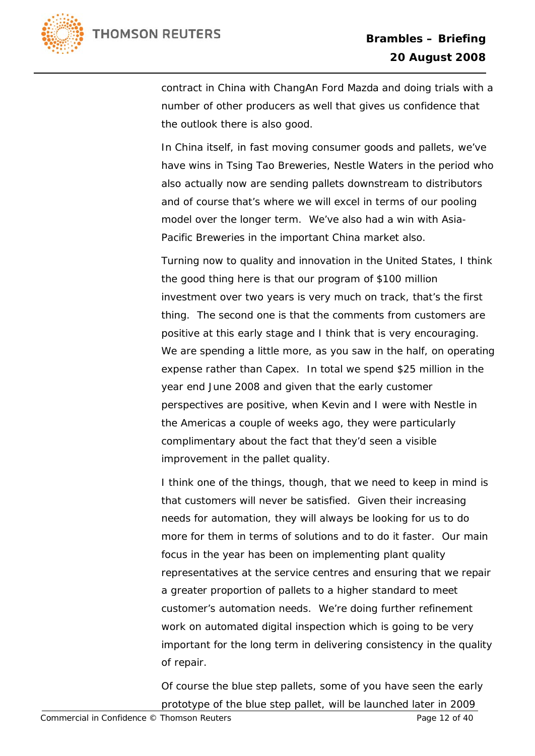contract in China with ChangAn Ford Mazda and doing trials with a number of other producers as well that gives us confidence that the outlook there is also good.

In China itself, in fast moving consumer goods and pallets, we've have wins in Tsing Tao Breweries, Nestle Waters in the period who also actually now are sending pallets downstream to distributors and of course that's where we will excel in terms of our pooling model over the longer term. We've also had a win with Asia-Pacific Breweries in the important China market also.

Turning now to quality and innovation in the United States, I think the good thing here is that our program of $100 million investment over two years is very much on track, that's the first thing. The second one is that the comments from customers are positive at this early stage and I think that is very encouraging. We are spending a little more, as you saw in the half, on operating expense rather than Capex. In total we spend $25 million in the year end June 2008 and given that the early customer perspectives are positive, when Kevin and I were with Nestle in the Americas a couple of weeks ago, they were particularly complimentary about the fact that they'd seen a visible improvement in the pallet quality.

I think one of the things, though, that we need to keep in mind is that customers will never be satisfied. Given their increasing needs for automation, they will always be looking for us to do more for them in terms of solutions and to do it faster. Our main focus in the year has been on implementing plant quality representatives at the service centres and ensuring that we repair a greater proportion of pallets to a higher standard to meet customer's automation needs. We're doing further refinement work on automated digital inspection which is going to be very important for the long term in delivering consistency in the quality of repair.

Of course the blue step pallets, some of you have seen the early prototype of the blue step pallet, will be launched later in 2009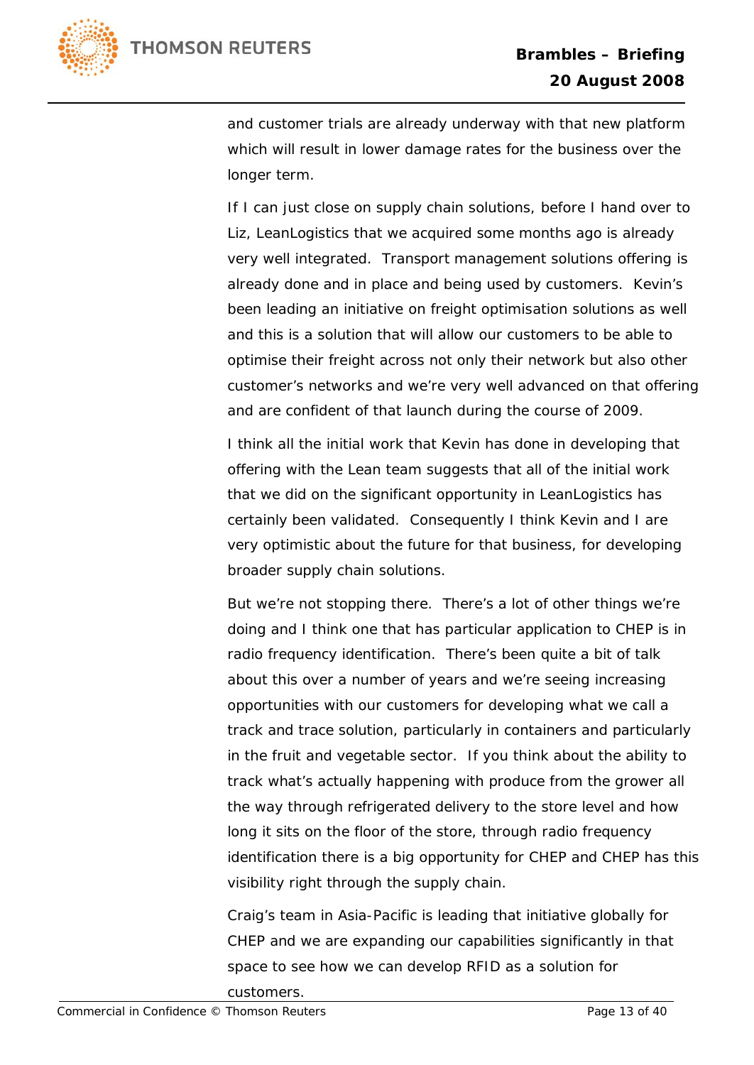and customer trials are already underway with that new platform which will result in lower damage rates for the business over the longer term.

If I can just close on supply chain solutions, before I hand over to Liz, LeanLogistics that we acquired some months ago is already very well integrated. Transport management solutions offering is already done and in place and being used by customers. Kevin's been leading an initiative on freight optimisation solutions as well and this is a solution that will allow our customers to be able to optimise their freight across not only their network but also other customer's networks and we're very well advanced on that offering and are confident of that launch during the course of 2009.

I think all the initial work that Kevin has done in developing that offering with the Lean team suggests that all of the initial work that we did on the significant opportunity in LeanLogistics has certainly been validated. Consequently I think Kevin and I are very optimistic about the future for that business, for developing broader supply chain solutions.

But we're not stopping there. There's a lot of other things we're doing and I think one that has particular application to CHEP is in radio frequency identification. There's been quite a bit of talk about this over a number of years and we're seeing increasing opportunities with our customers for developing what we call a track and trace solution, particularly in containers and particularly in the fruit and vegetable sector. If you think about the ability to track what's actually happening with produce from the grower all the way through refrigerated delivery to the store level and how long it sits on the floor of the store, through radio frequency identification there is a big opportunity for CHEP and CHEP has this visibility right through the supply chain.

Craig's team in Asia-Pacific is leading that initiative globally for CHEP and we are expanding our capabilities significantly in that space to see how we can develop RFID as a solution for customers.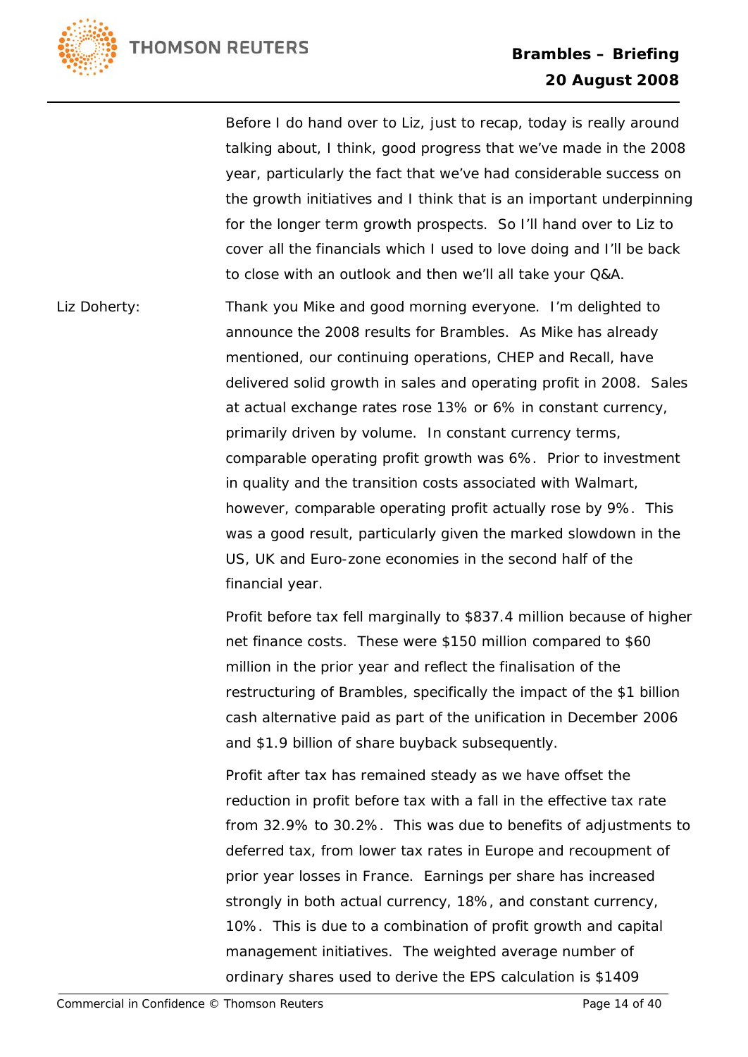Before I do hand over to Liz, just to recap, today is really around talking about, I think, good progress that we've made in the 2008 year, particularly the fact that we've had considerable success on the growth initiatives and I think that is an important underpinning for the longer term growth prospects. So I'll hand over to Liz to cover all the financials which I used to love doing and I'll be back to close with an outlook and then we'll all take your Q&A.

Liz Doherty: Thank you Mike and good morning everyone. I'm delighted to announce the 2008 results for Brambles. As Mike has already mentioned, our continuing operations, CHEP and Recall, have delivered solid growth in sales and operating profit in 2008. Sales at actual exchange rates rose 13% or 6% in constant currency, primarily driven by volume. In constant currency terms, comparable operating profit growth was 6%. Prior to investment in quality and the transition costs associated with Walmart, however, comparable operating profit actually rose by 9%. This was a good result, particularly given the marked slowdown in the US, UK and Euro-zone economies in the second half of the financial year.

Profit before tax fell marginally to $837.4 million because of higher net finance costs. These were $150 million compared to $60 million in the prior year and reflect the finalisation of the restructuring of Brambles, specifically the impact of the $1 billion cash alternative paid as part of the unification in December 2006 and $1.9 billion of share buyback subsequently.

Profit after tax has remained steady as we have offset the reduction in profit before tax with a fall in the effective tax rate from 32.9% to 30.2%. This was due to benefits of adjustments to deferred tax, from lower tax rates in Europe and recoupment of prior year losses in France. Earnings per share has increased strongly in both actual currency, 18%, and constant currency, 10%. This is due to a combination of profit growth and capital management initiatives. The weighted average number of ordinary shares used to derive the EPS calculation is $1409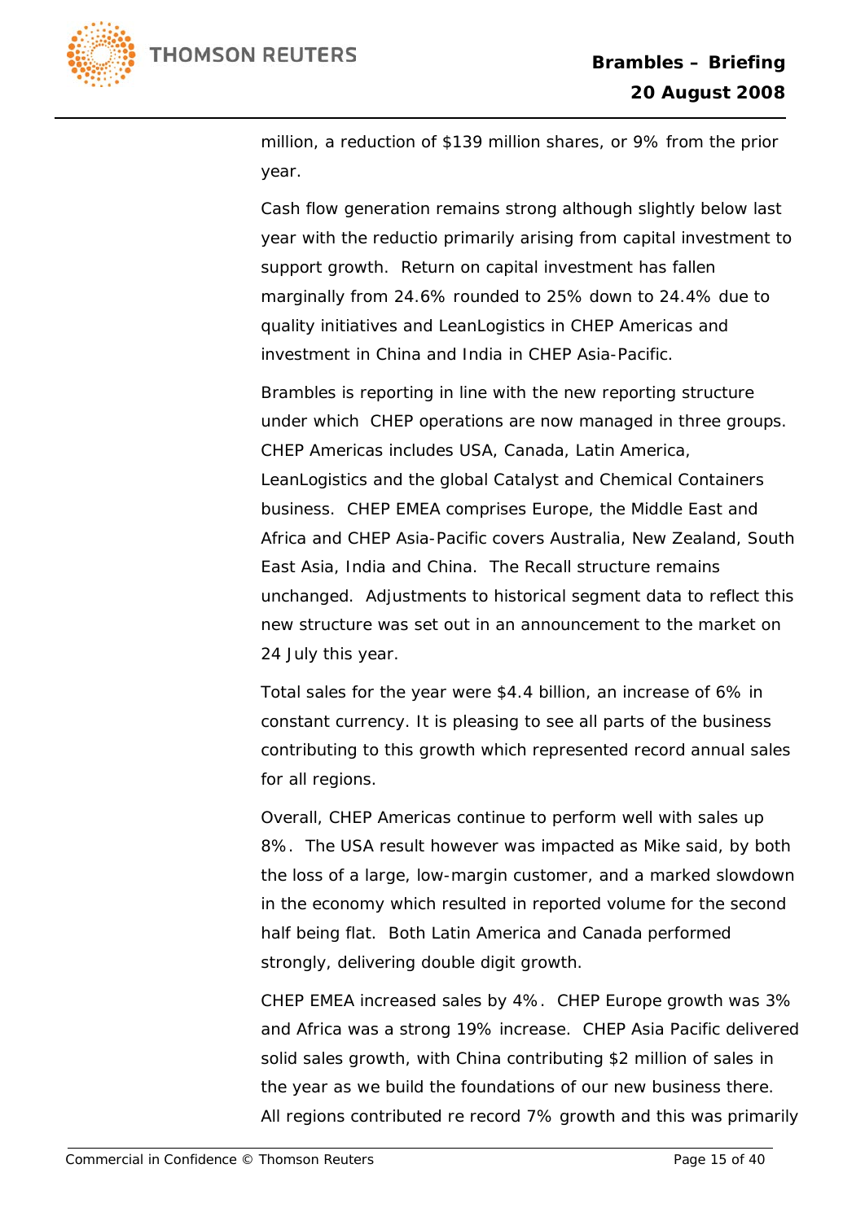million, a reduction of $139 million shares, or 9% from the prior year.

Cash flow generation remains strong although slightly below last year with the reductio primarily arising from capital investment to support growth. Return on capital investment has fallen marginally from 24.6% rounded to 25% down to 24.4% due to quality initiatives and LeanLogistics in CHEP Americas and investment in China and India in CHEP Asia-Pacific.

Brambles is reporting in line with the new reporting structure under which CHEP operations are now managed in three groups. CHEP Americas includes USA, Canada, Latin America, LeanLogistics and the global Catalyst and Chemical Containers business. CHEP EMEA comprises Europe, the Middle East and Africa and CHEP Asia-Pacific covers Australia, New Zealand, South East Asia, India and China. The Recall structure remains unchanged. Adjustments to historical segment data to reflect this new structure was set out in an announcement to the market on 24 July this year.

Total sales for the year were $4.4 billion, an increase of 6% in constant currency. It is pleasing to see all parts of the business contributing to this growth which represented record annual sales for all regions.

Overall, CHEP Americas continue to perform well with sales up 8%. The USA result however was impacted as Mike said, by both the loss of a large, low-margin customer, and a marked slowdown in the economy which resulted in reported volume for the second half being flat. Both Latin America and Canada performed strongly, delivering double digit growth.

CHEP EMEA increased sales by 4%. CHEP Europe growth was 3% and Africa was a strong 19% increase. CHEP Asia Pacific delivered solid sales growth, with China contributing $2 million of sales in the year as we build the foundations of our new business there. All regions contributed re record 7% growth and this was primarily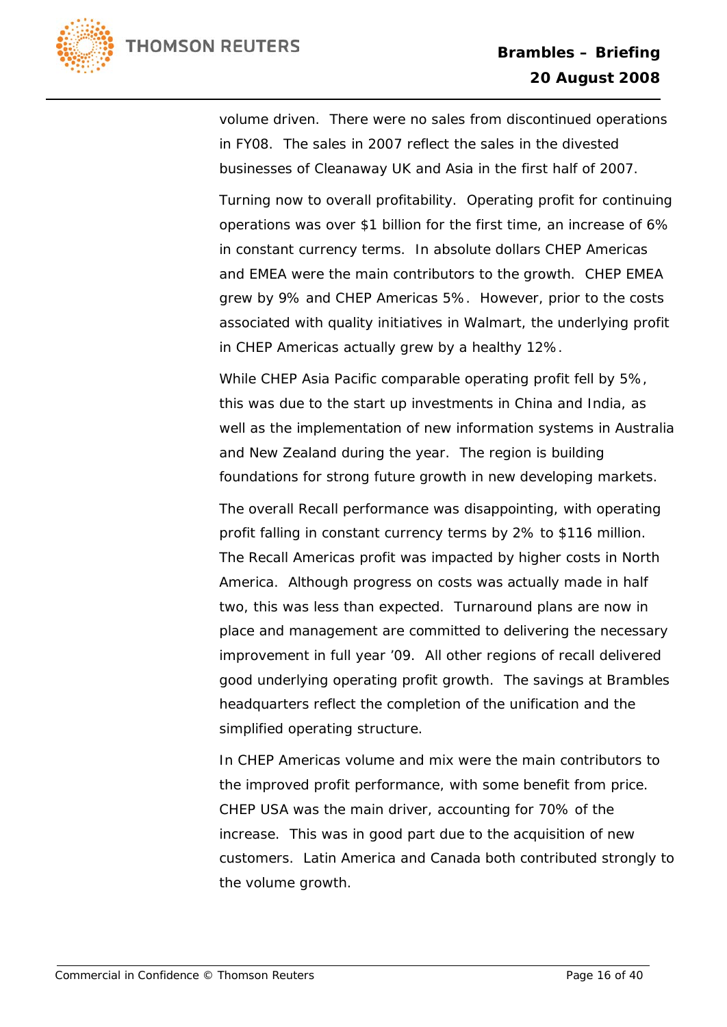volume driven. There were no sales from discontinued operations in FY08. The sales in 2007 reflect the sales in the divested businesses of Cleanaway UK and Asia in the first half of 2007.

Turning now to overall profitability. Operating profit for continuing operations was over $1 billion for the first time, an increase of 6% in constant currency terms. In absolute dollars CHEP Americas and EMEA were the main contributors to the growth. CHEP EMEA grew by 9% and CHEP Americas 5%. However, prior to the costs associated with quality initiatives in Walmart, the underlying profit in CHEP Americas actually grew by a healthy 12%.

While CHEP Asia Pacific comparable operating profit fell by 5%, this was due to the start up investments in China and India, as well as the implementation of new information systems in Australia and New Zealand during the year. The region is building foundations for strong future growth in new developing markets.

The overall Recall performance was disappointing, with operating profit falling in constant currency terms by 2% to $116 million. The Recall Americas profit was impacted by higher costs in North America. Although progress on costs was actually made in half two, this was less than expected. Turnaround plans are now in place and management are committed to delivering the necessary improvement in full year '09. All other regions of recall delivered good underlying operating profit growth. The savings at Brambles headquarters reflect the completion of the unification and the simplified operating structure.

In CHEP Americas volume and mix were the main contributors to the improved profit performance, with some benefit from price. CHEP USA was the main driver, accounting for 70% of the increase. This was in good part due to the acquisition of new customers. Latin America and Canada both contributed strongly to the volume growth.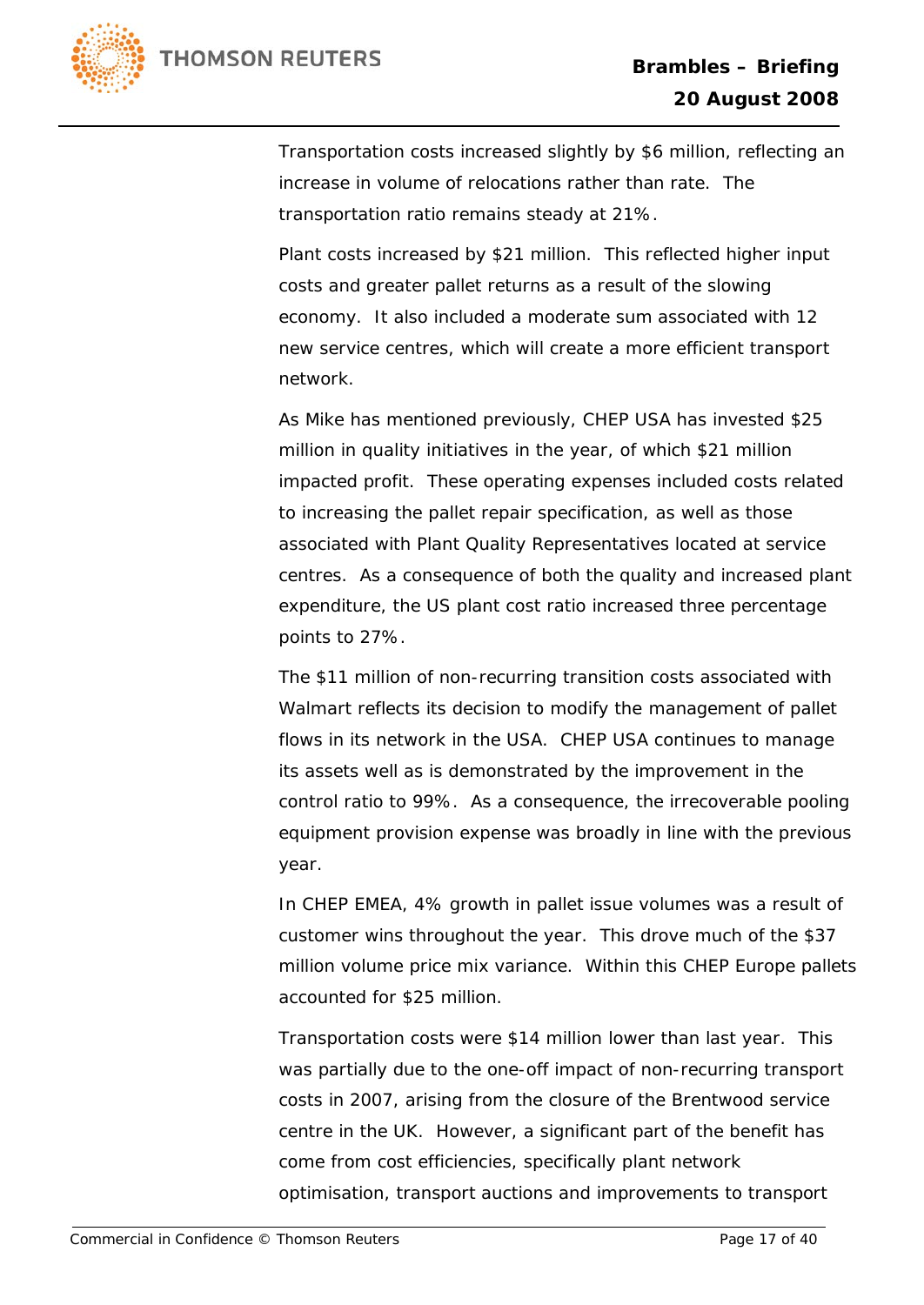Transportation costs increased slightly by $6 million, reflecting an increase in volume of relocations rather than rate. The transportation ratio remains steady at 21%.

Plant costs increased by $21 million. This reflected higher input costs and greater pallet returns as a result of the slowing economy. It also included a moderate sum associated with 12 new service centres, which will create a more efficient transport network.

As Mike has mentioned previously, CHEP USA has invested $25 million in quality initiatives in the year, of which $21 million impacted profit. These operating expenses included costs related to increasing the pallet repair specification, as well as those associated with Plant Quality Representatives located at service centres. As a consequence of both the quality and increased plant expenditure, the US plant cost ratio increased three percentage points to 27%.

The $11 million of non-recurring transition costs associated with Walmart reflects its decision to modify the management of pallet flows in its network in the USA. CHEP USA continues to manage its assets well as is demonstrated by the improvement in the control ratio to 99%. As a consequence, the irrecoverable pooling equipment provision expense was broadly in line with the previous year.

In CHEP EMEA, 4% growth in pallet issue volumes was a result of customer wins throughout the year. This drove much of the $37 million volume price mix variance. Within this CHEP Europe pallets accounted for $25 million.

Transportation costs were $14 million lower than last year. This was partially due to the one-off impact of non-recurring transport costs in 2007, arising from the closure of the Brentwood service centre in the UK. However, a significant part of the benefit has come from cost efficiencies, specifically plant network optimisation, transport auctions and improvements to transport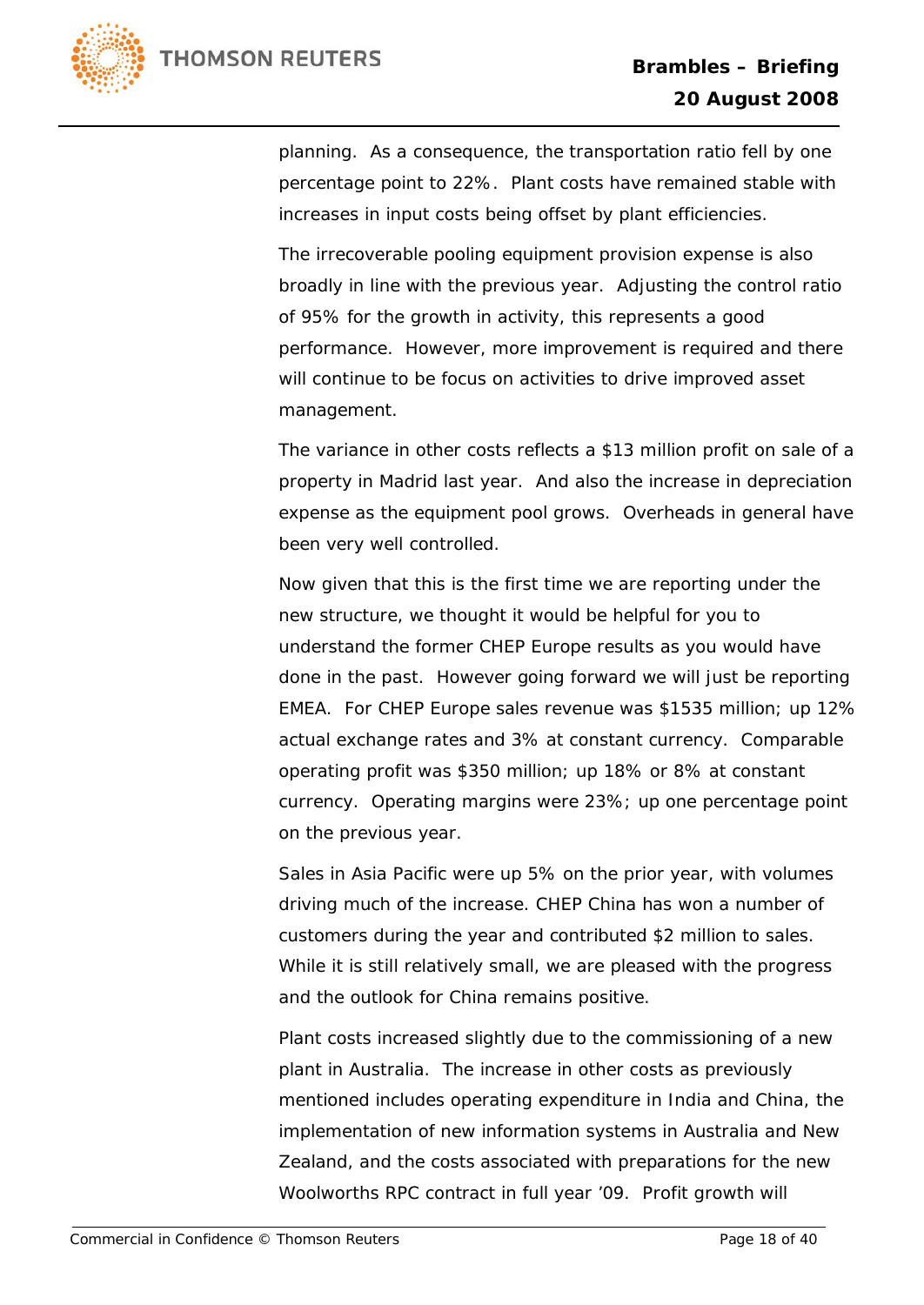planning. As a consequence, the transportation ratio fell by one percentage point to 22%. Plant costs have remained stable with increases in input costs being offset by plant efficiencies.

The irrecoverable pooling equipment provision expense is also broadly in line with the previous year. Adjusting the control ratio of 95% for the growth in activity, this represents a good performance. However, more improvement is required and there will continue to be focus on activities to drive improved asset management.

The variance in other costs reflects a $13 million profit on sale of a property in Madrid last year. And also the increase in depreciation expense as the equipment pool grows. Overheads in general have been very well controlled.

Now given that this is the first time we are reporting under the new structure, we thought it would be helpful for you to understand the former CHEP Europe results as you would have done in the past. However going forward we will just be reporting EMEA. For CHEP Europe sales revenue was $1535 million; up 12% actual exchange rates and 3% at constant currency. Comparable operating profit was $350 million; up 18% or 8% at constant currency. Operating margins were 23%; up one percentage point on the previous year.

Sales in Asia Pacific were up 5% on the prior year, with volumes driving much of the increase. CHEP China has won a number of customers during the year and contributed $2 million to sales. While it is still relatively small, we are pleased with the progress and the outlook for China remains positive.

Plant costs increased slightly due to the commissioning of a new plant in Australia. The increase in other costs as previously mentioned includes operating expenditure in India and China, the implementation of new information systems in Australia and New Zealand, and the costs associated with preparations for the new Woolworths RPC contract in full year '09. Profit growth will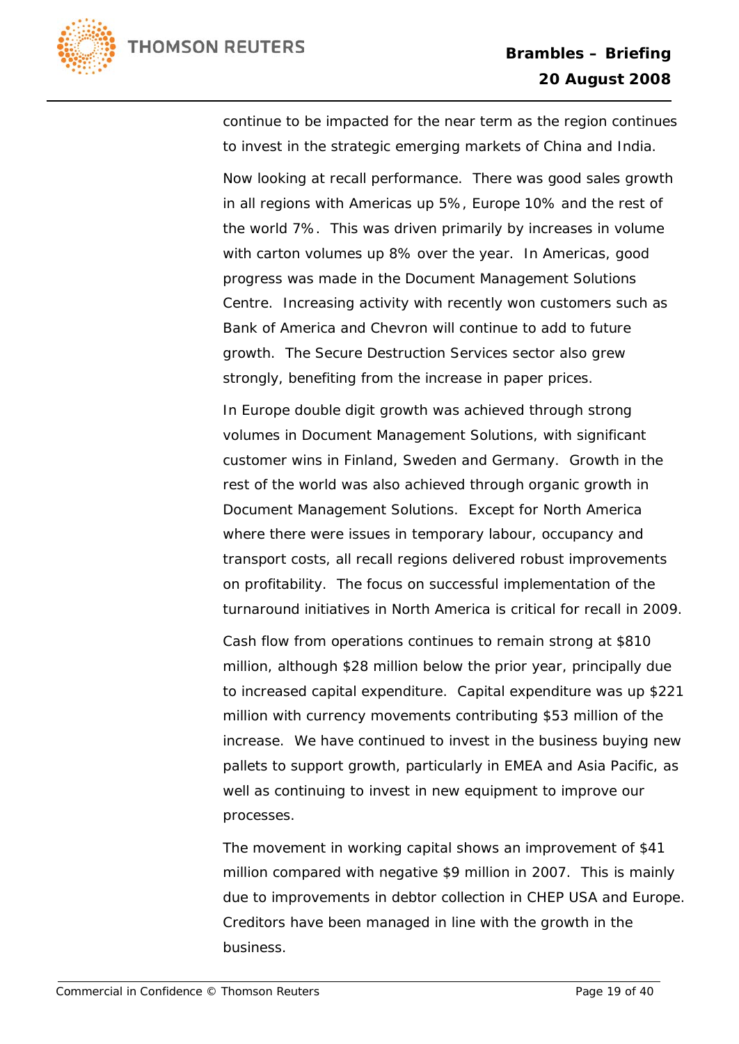continue to be impacted for the near term as the region continues to invest in the strategic emerging markets of China and India.

Now looking at recall performance. There was good sales growth in all regions with Americas up 5%, Europe 10% and the rest of the world 7%. This was driven primarily by increases in volume with carton volumes up 8% over the year. In Americas, good progress was made in the Document Management Solutions Centre. Increasing activity with recently won customers such as Bank of America and Chevron will continue to add to future growth. The Secure Destruction Services sector also grew strongly, benefiting from the increase in paper prices.

In Europe double digit growth was achieved through strong volumes in Document Management Solutions, with significant customer wins in Finland, Sweden and Germany. Growth in the rest of the world was also achieved through organic growth in Document Management Solutions. Except for North America where there were issues in temporary labour, occupancy and transport costs, all recall regions delivered robust improvements on profitability. The focus on successful implementation of the turnaround initiatives in North America is critical for recall in 2009.

Cash flow from operations continues to remain strong at $810 million, although $28 million below the prior year, principally due to increased capital expenditure. Capital expenditure was up $221 million with currency movements contributing $53 million of the increase. We have continued to invest in the business buying new pallets to support growth, particularly in EMEA and Asia Pacific, as well as continuing to invest in new equipment to improve our processes.

The movement in working capital shows an improvement of $41 million compared with negative $9 million in 2007. This is mainly due to improvements in debtor collection in CHEP USA and Europe. Creditors have been managed in line with the growth in the business.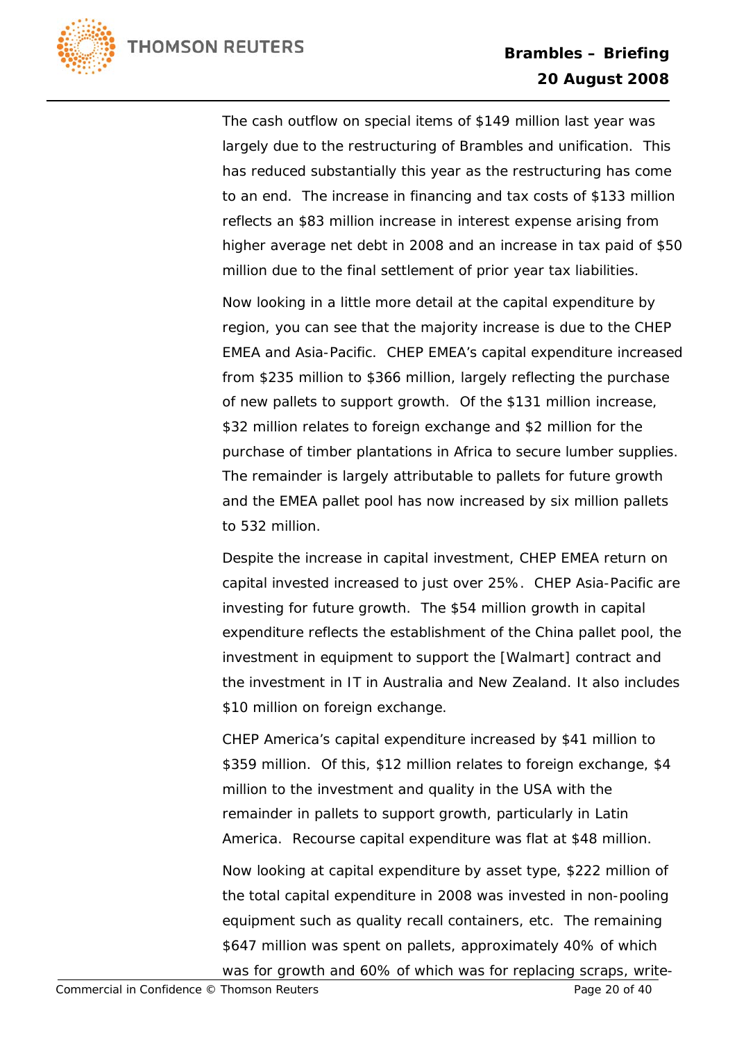The cash outflow on special items of $149 million last year was largely due to the restructuring of Brambles and unification. This has reduced substantially this year as the restructuring has come to an end. The increase in financing and tax costs of $133 million reflects an $83 million increase in interest expense arising from higher average net debt in 2008 and an increase in tax paid of $50 million due to the final settlement of prior year tax liabilities.

Now looking in a little more detail at the capital expenditure by region, you can see that the majority increase is due to the CHEP EMEA and Asia-Pacific. CHEP EMEA's capital expenditure increased from $235 million to $366 million, largely reflecting the purchase of new pallets to support growth. Of the $131 million increase, $32 million relates to foreign exchange and $2 million for the purchase of timber plantations in Africa to secure lumber supplies. The remainder is largely attributable to pallets for future growth and the EMEA pallet pool has now increased by six million pallets to 532 million.

Despite the increase in capital investment, CHEP EMEA return on capital invested increased to just over 25%. CHEP Asia-Pacific are investing for future growth. The $54 million growth in capital expenditure reflects the establishment of the China pallet pool, the investment in equipment to support the [Walmart] contract and the investment in IT in Australia and New Zealand. It also includes $10 million on foreign exchange.

CHEP America's capital expenditure increased by $41 million to $359 million. Of this, $12 million relates to foreign exchange, $4 million to the investment and quality in the USA with the remainder in pallets to support growth, particularly in Latin America. Recourse capital expenditure was flat at $48 million.

Now looking at capital expenditure by asset type, $222 million of the total capital expenditure in 2008 was invested in non-pooling equipment such as quality recall containers, etc. The remaining $647 million was spent on pallets, approximately 40% of which was for growth and 60% of which was for replacing scraps, write-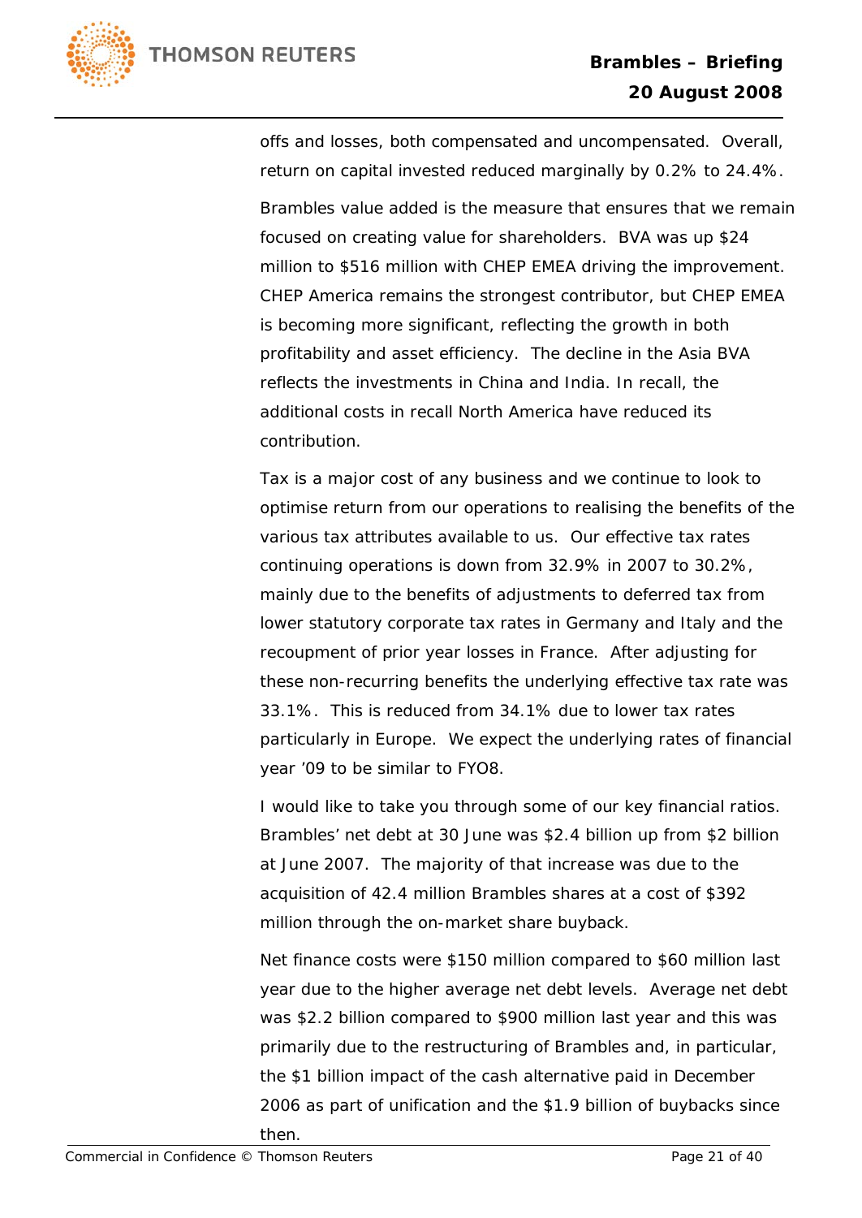offs and losses, both compensated and uncompensated. Overall, return on capital invested reduced marginally by 0.2% to 24.4%.

Brambles value added is the measure that ensures that we remain focused on creating value for shareholders. BVA was up $24 million to $516 million with CHEP EMEA driving the improvement. CHEP America remains the strongest contributor, but CHEP EMEA is becoming more significant, reflecting the growth in both profitability and asset efficiency. The decline in the Asia BVA reflects the investments in China and India. In recall, the additional costs in recall North America have reduced its contribution.

Tax is a major cost of any business and we continue to look to optimise return from our operations to realising the benefits of the various tax attributes available to us. Our effective tax rates continuing operations is down from 32.9% in 2007 to 30.2%, mainly due to the benefits of adjustments to deferred tax from lower statutory corporate tax rates in Germany and Italy and the recoupment of prior year losses in France. After adjusting for these non-recurring benefits the underlying effective tax rate was 33.1%. This is reduced from 34.1% due to lower tax rates particularly in Europe. We expect the underlying rates of financial year '09 to be similar to FYO8.

I would like to take you through some of our key financial ratios. Brambles' net debt at 30 June was $2.4 billion up from $2 billion at June 2007. The majority of that increase was due to the acquisition of 42.4 million Brambles shares at a cost of $392 million through the on-market share buyback.

Net finance costs were $150 million compared to $60 million last year due to the higher average net debt levels. Average net debt was $2.2 billion compared to $900 million last year and this was primarily due to the restructuring of Brambles and, in particular, the $1 billion impact of the cash alternative paid in December 2006 as part of unification and the $1.9 billion of buybacks since then.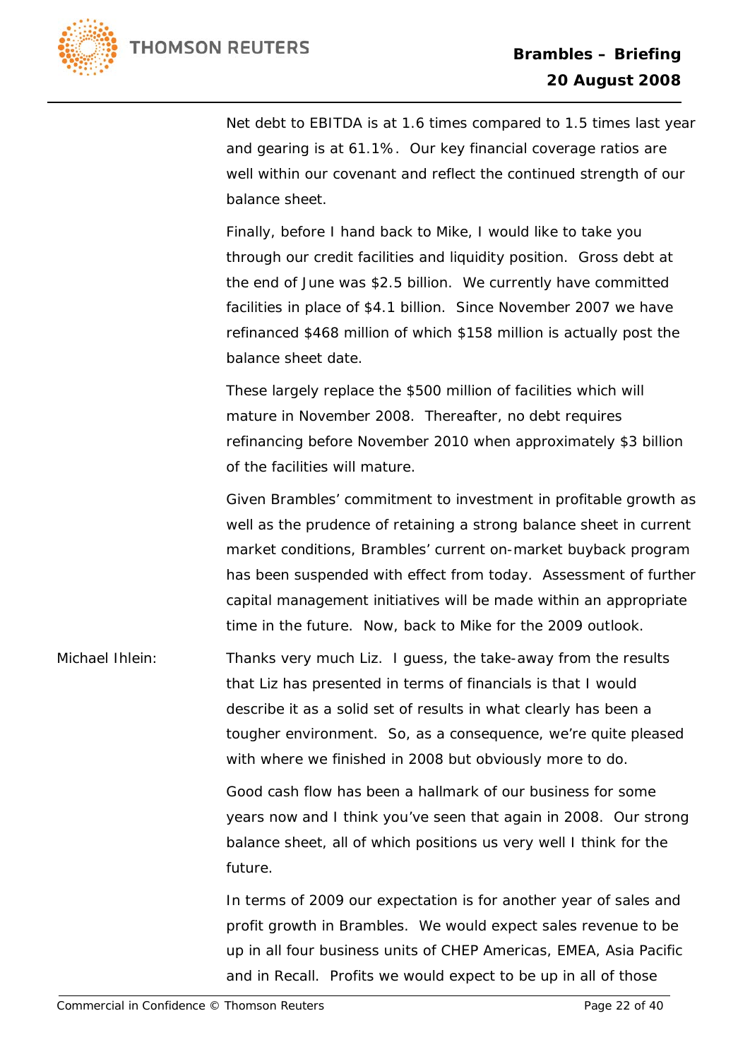Net debt to EBITDA is at 1.6 times compared to 1.5 times last year and gearing is at 61.1%. Our key financial coverage ratios are well within our covenant and reflect the continued strength of our balance sheet.

Finally, before I hand back to Mike, I would like to take you through our credit facilities and liquidity position. Gross debt at the end of June was $2.5 billion. We currently have committed facilities in place of $4.1 billion. Since November 2007 we have refinanced $468 million of which $158 million is actually post the balance sheet date.

These largely replace the $500 million of facilities which will mature in November 2008. Thereafter, no debt requires refinancing before November 2010 when approximately $3 billion of the facilities will mature.

Given Brambles' commitment to investment in profitable growth as well as the prudence of retaining a strong balance sheet in current market conditions, Brambles' current on-market buyback program has been suspended with effect from today. Assessment of further capital management initiatives will be made within an appropriate time in the future. Now, back to Mike for the 2009 outlook.

Michael Ihlein: Thanks very much Liz. I guess, the take-away from the results that Liz has presented in terms of financials is that I would describe it as a solid set of results in what clearly has been a tougher environment. So, as a consequence, we're quite pleased with where we finished in 2008 but obviously more to do.

Good cash flow has been a hallmark of our business for some years now and I think you've seen that again in 2008. Our strong balance sheet, all of which positions us very well I think for the future.

In terms of 2009 our expectation is for another year of sales and profit growth in Brambles. We would expect sales revenue to be up in all four business units of CHEP Americas, EMEA, Asia Pacific and in Recall. Profits we would expect to be up in all of those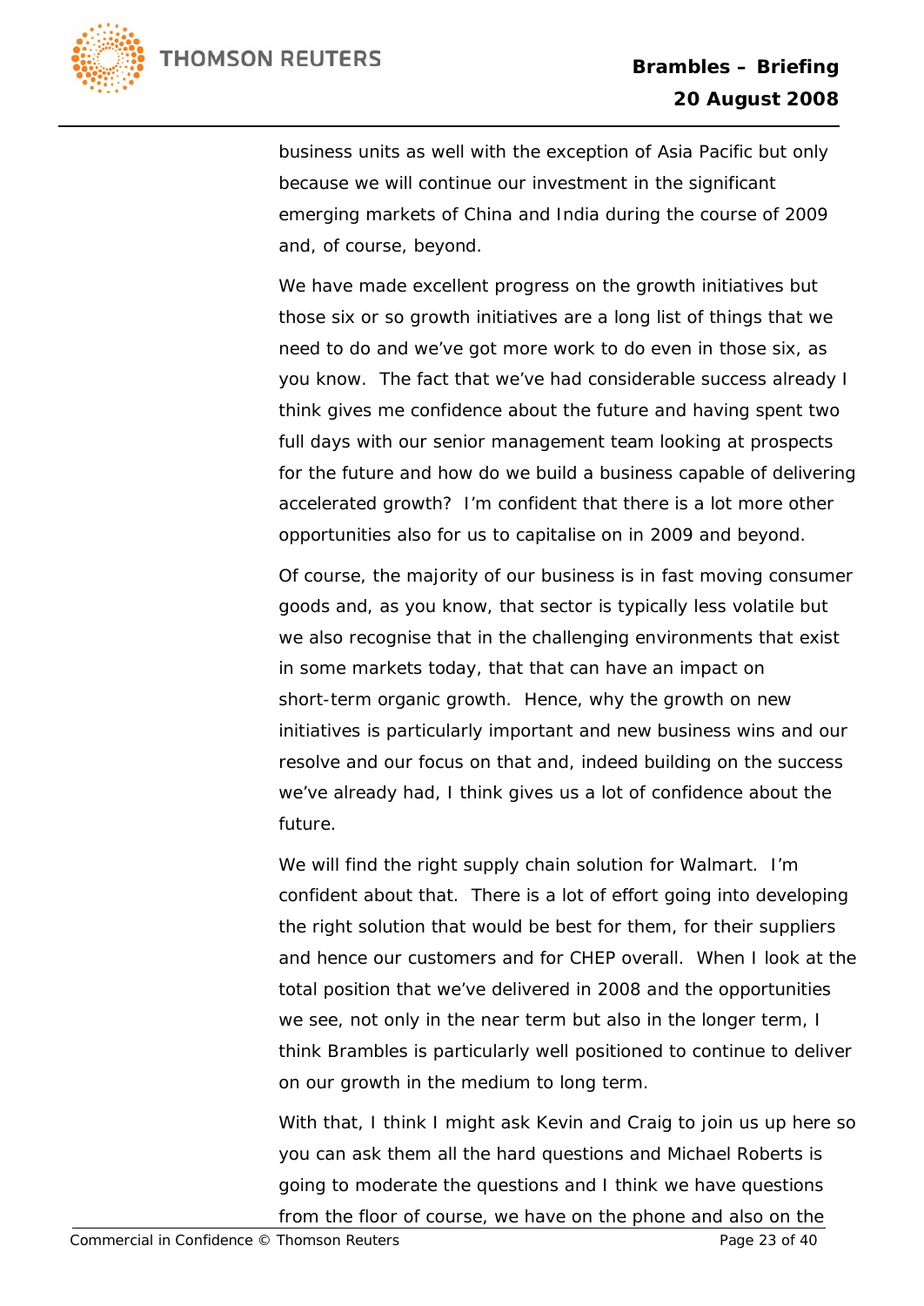business units as well with the exception of Asia Pacific but only because we will continue our investment in the significant emerging markets of China and India during the course of 2009 and, of course, beyond.

We have made excellent progress on the growth initiatives but those six or so growth initiatives are a long list of things that we need to do and we've got more work to do even in those six, as you know. The fact that we've had considerable success already I think gives me confidence about the future and having spent two full days with our senior management team looking at prospects for the future and how do we build a business capable of delivering accelerated growth? I'm confident that there is a lot more other opportunities also for us to capitalise on in 2009 and beyond.

Of course, the majority of our business is in fast moving consumer goods and, as you know, that sector is typically less volatile but we also recognise that in the challenging environments that exist in some markets today, that that can have an impact on short-term organic growth. Hence, why the growth on new initiatives is particularly important and new business wins and our resolve and our focus on that and, indeed building on the success we've already had, I think gives us a lot of confidence about the future.

We will find the right supply chain solution for Walmart. I'm confident about that. There is a lot of effort going into developing the right solution that would be best for them, for their suppliers and hence our customers and for CHEP overall. When I look at the total position that we've delivered in 2008 and the opportunities we see, not only in the near term but also in the longer term, I think Brambles is particularly well positioned to continue to deliver on our growth in the medium to long term.

With that, I think I might ask Kevin and Craig to join us up here so you can ask them all the hard questions and Michael Roberts is going to moderate the questions and I think we have questions from the floor of course, we have on the phone and also on the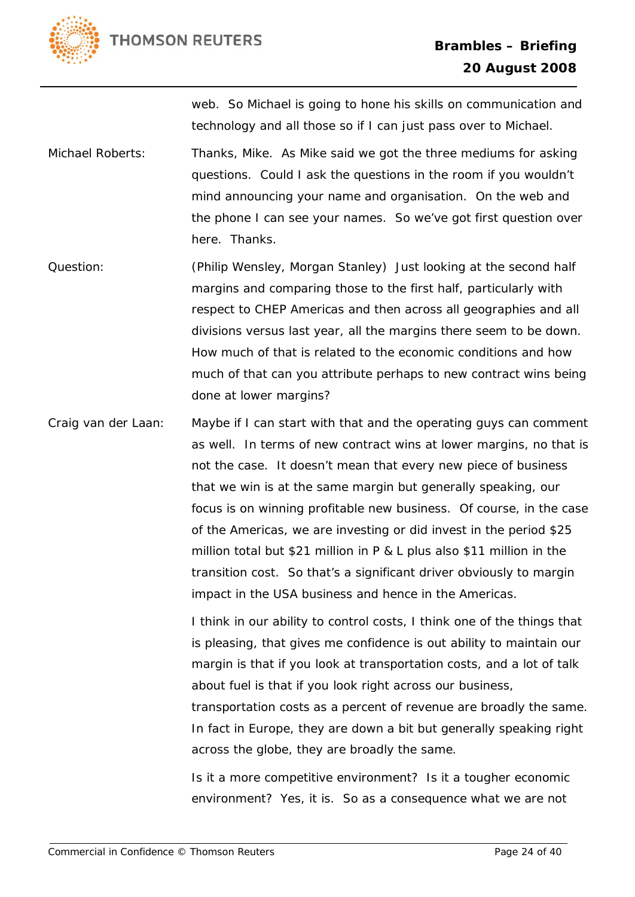web. So Michael is going to hone his skills on communication and technology and all those so if I can just pass over to Michael.

Michael Roberts: Thanks, Mike. As Mike said we got the three mediums for asking questions. Could I ask the questions in the room if you wouldn't mind announcing your name and organisation. On the web and the phone I can see your names. So we've got first question over here. Thanks.

Question: (Philip Wensley, Morgan Stanley) Just looking at the second half margins and comparing those to the first half, particularly with respect to CHEP Americas and then across all geographies and all divisions versus last year, all the margins there seem to be down. How much of that is related to the economic conditions and how much of that can you attribute perhaps to new contract wins being done at lower margins?

Craig van der Laan: Maybe if I can start with that and the operating guys can comment as well. In terms of new contract wins at lower margins, no that is not the case. It doesn't mean that every new piece of business that we win is at the same margin but generally speaking, our focus is on winning profitable new business. Of course, in the case of the Americas, we are investing or did invest in the period $25 million total but $21 million in P & L plus also $11 million in the transition cost. So that's a significant driver obviously to margin impact in the USA business and hence in the Americas.

I think in our ability to control costs, I think one of the things that is pleasing, that gives me confidence is out ability to maintain our margin is that if you look at transportation costs, and a lot of talk about fuel is that if you look right across our business, transportation costs as a percent of revenue are broadly the same. In fact in Europe, they are down a bit but generally speaking right across the globe, they are broadly the same.

Is it a more competitive environment? Is it a tougher economic environment? Yes, it is. So as a consequence what we are not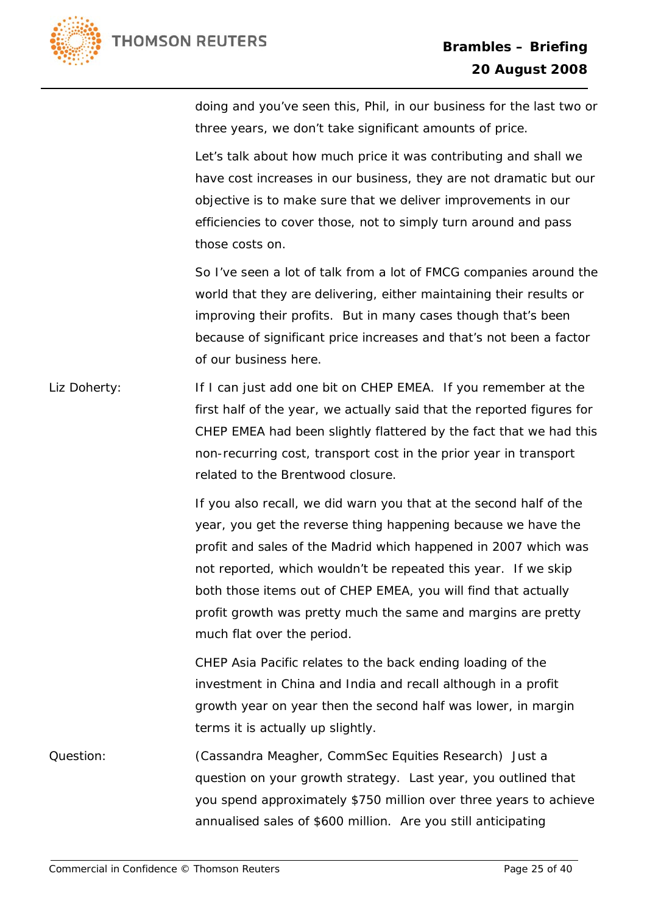doing and you've seen this, Phil, in our business for the last two or three years, we don't take significant amounts of price.

Let's talk about how much price it was contributing and shall we have cost increases in our business, they are not dramatic but our objective is to make sure that we deliver improvements in our efficiencies to cover those, not to simply turn around and pass those costs on.

So I've seen a lot of talk from a lot of FMCG companies around the world that they are delivering, either maintaining their results or improving their profits. But in many cases though that's been because of significant price increases and that's not been a factor of our business here.

Liz Doherty: If I can just add one bit on CHEP EMEA. If you remember at the first half of the year, we actually said that the reported figures for CHEP EMEA had been slightly flattered by the fact that we had this non-recurring cost, transport cost in the prior year in transport related to the Brentwood closure.

If you also recall, we did warn you that at the second half of the year, you get the reverse thing happening because we have the profit and sales of the Madrid which happened in 2007 which was not reported, which wouldn't be repeated this year. If we skip both those items out of CHEP EMEA, you will find that actually profit growth was pretty much the same and margins are pretty much flat over the period.

CHEP Asia Pacific relates to the back ending loading of the investment in China and India and recall although in a profit growth year on year then the second half was lower, in margin terms it is actually up slightly.

Question: (Cassandra Meagher, CommSec Equities Research) Just a question on your growth strategy. Last year, you outlined that you spend approximately $750 million over three years to achieve annualised sales of $600 million. Are you still anticipating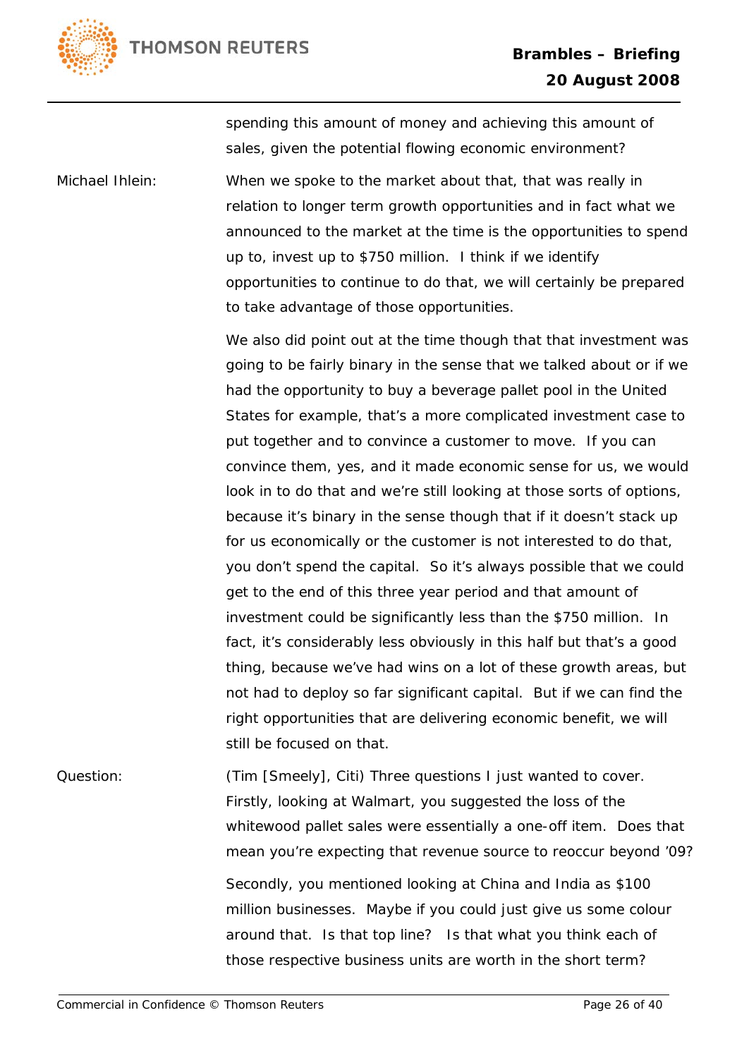spending this amount of money and achieving this amount of sales, given the potential flowing economic environment?

Michael Ihlein: When we spoke to the market about that, that was really in relation to longer term growth opportunities and in fact what we announced to the market at the time is the opportunities to spend up to, invest up to $750 million. I think if we identify opportunities to continue to do that, we will certainly be prepared to take advantage of those opportunities.

We also did point out at the time though that that investment was going to be fairly binary in the sense that we talked about or if we had the opportunity to buy a beverage pallet pool in the United States for example, that's a more complicated investment case to put together and to convince a customer to move. If you can convince them, yes, and it made economic sense for us, we would look in to do that and we're still looking at those sorts of options, because it's binary in the sense though that if it doesn't stack up for us economically or the customer is not interested to do that, you don't spend the capital. So it's always possible that we could get to the end of this three year period and that amount of investment could be significantly less than the $750 million. In fact, it's considerably less obviously in this half but that's a good thing, because we've had wins on a lot of these growth areas, but not had to deploy so far significant capital. But if we can find the right opportunities that are delivering economic benefit, we will still be focused on that.

Question: (Tim [Smeely], Citi) Three questions I just wanted to cover. Firstly, looking at Walmart, you suggested the loss of the whitewood pallet sales were essentially a one-off item. Does that mean you're expecting that revenue source to reoccur beyond '09?

Secondly, you mentioned looking at China and India as $100 million businesses. Maybe if you could just give us some colour around that. Is that top line? Is that what you think each of those respective business units are worth in the short term?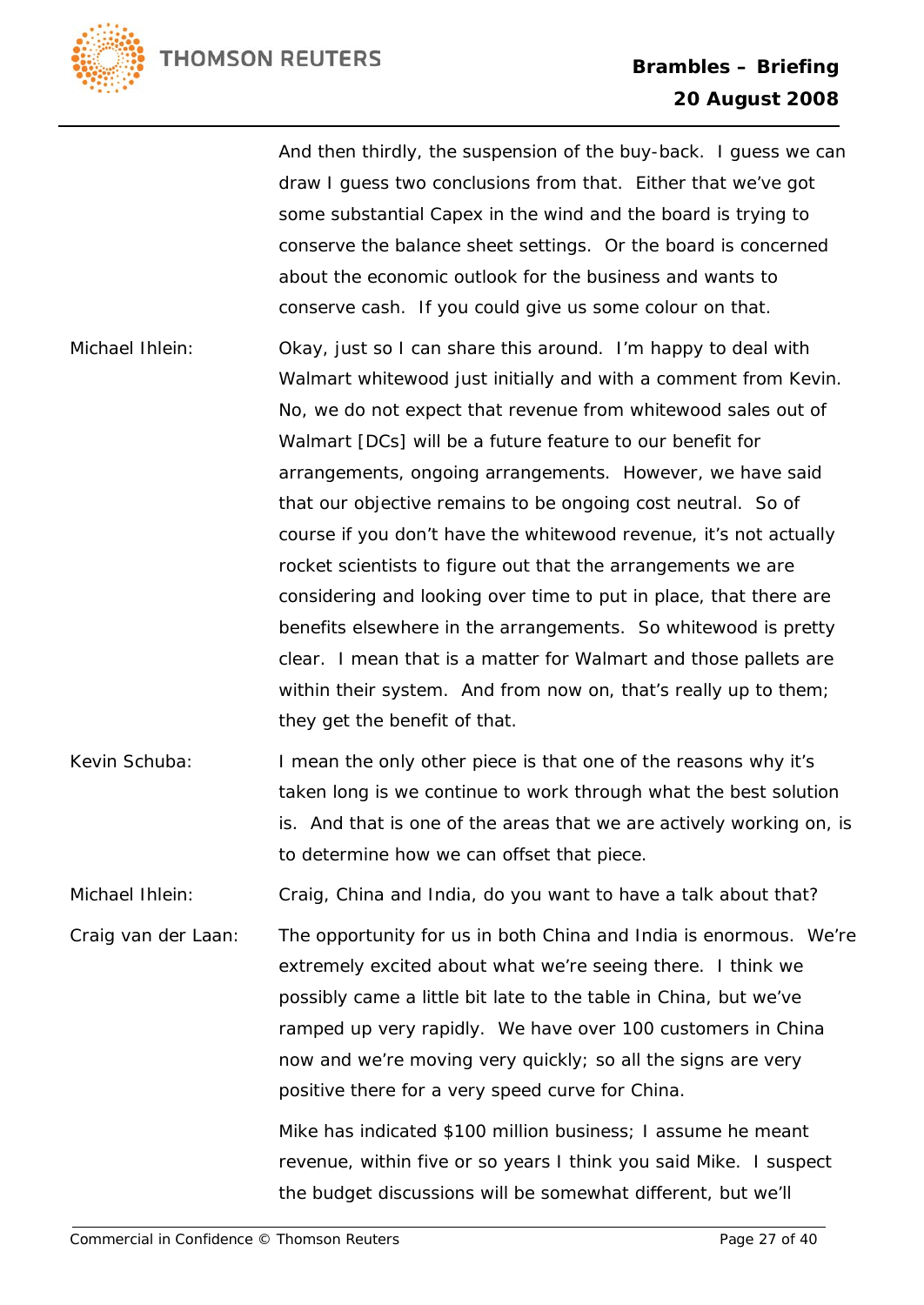And then thirdly, the suspension of the buy-back. I guess we can draw I guess two conclusions from that. Either that we've got some substantial Capex in the wind and the board is trying to conserve the balance sheet settings. Or the board is concerned about the economic outlook for the business and wants to conserve cash. If you could give us some colour on that.

Michael Ihlein: Okay, just so I can share this around. I'm happy to deal with Walmart whitewood just initially and with a comment from Kevin. No, we do not expect that revenue from whitewood sales out of Walmart [DCs] will be a future feature to our benefit for arrangements, ongoing arrangements. However, we have said that our objective remains to be ongoing cost neutral. So of course if you don't have the whitewood revenue, it's not actually rocket scientists to figure out that the arrangements we are considering and looking over time to put in place, that there are benefits elsewhere in the arrangements. So whitewood is pretty clear. I mean that is a matter for Walmart and those pallets are within their system. And from now on, that's really up to them; they get the benefit of that.

Kevin Schuba: I mean the only other piece is that one of the reasons why it's taken long is we continue to work through what the best solution is. And that is one of the areas that we are actively working on, is to determine how we can offset that piece.

Michael Ihlein: Craig, China and India, do you want to have a talk about that?

Craig van der Laan: The opportunity for us in both China and India is enormous. We're extremely excited about what we're seeing there. I think we possibly came a little bit late to the table in China, but we've ramped up very rapidly. We have over 100 customers in China now and we're moving very quickly; so all the signs are very positive there for a very speed curve for China.

Mike has indicated $100 million business; I assume he meant revenue, within five or so years I think you said Mike. I suspect the budget discussions will be somewhat different, but we'll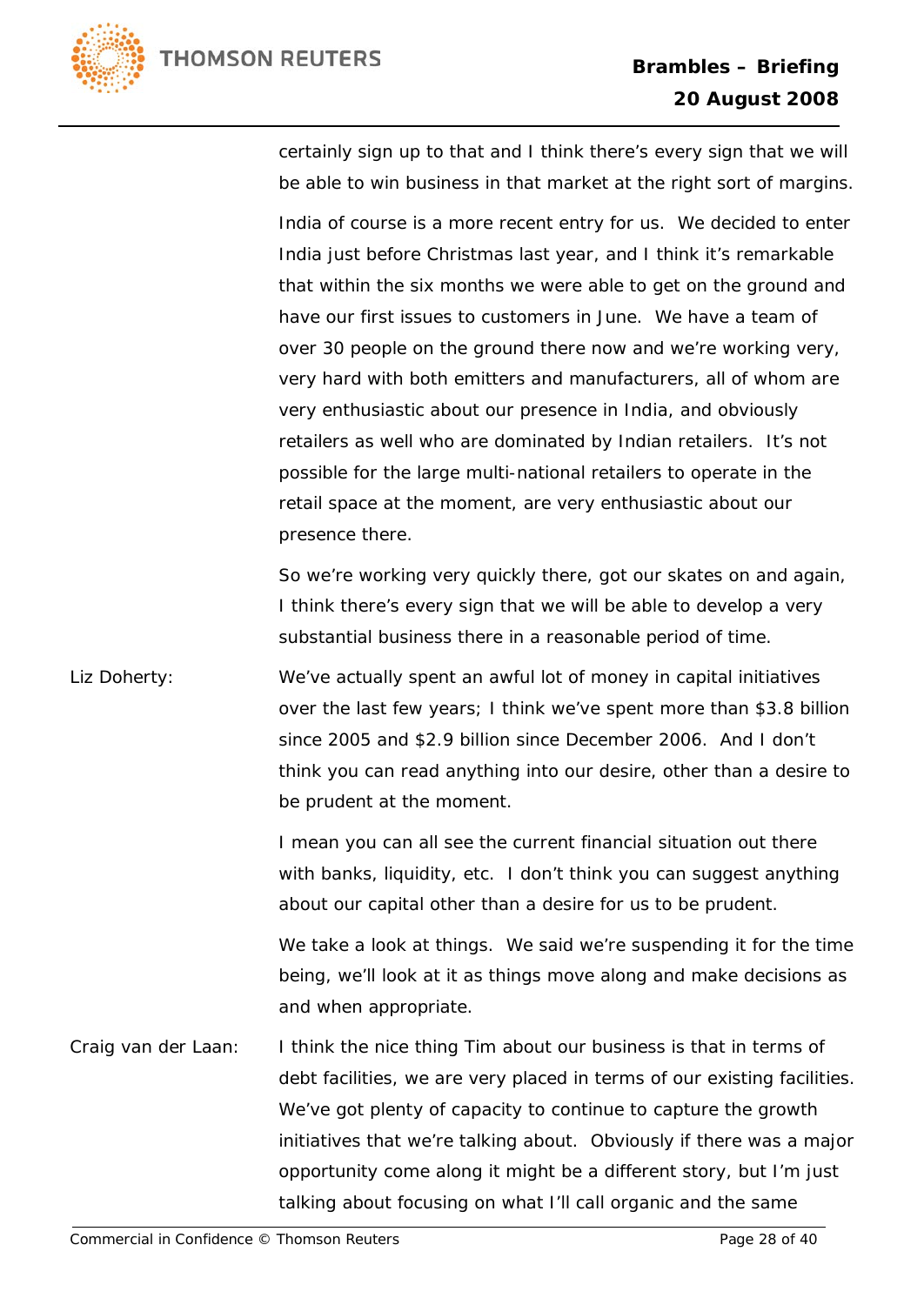certainly sign up to that and I think there's every sign that we will be able to win business in that market at the right sort of margins.

India of course is a more recent entry for us. We decided to enter India just before Christmas last year, and I think it's remarkable that within the six months we were able to get on the ground and have our first issues to customers in June. We have a team of over 30 people on the ground there now and we're working very, very hard with both emitters and manufacturers, all of whom are very enthusiastic about our presence in India, and obviously retailers as well who are dominated by Indian retailers. It's not possible for the large multi-national retailers to operate in the retail space at the moment, are very enthusiastic about our presence there.

So we're working very quickly there, got our skates on and again, I think there's every sign that we will be able to develop a very substantial business there in a reasonable period of time.

Liz Doherty: We've actually spent an awful lot of money in capital initiatives over the last few years; I think we've spent more than $3.8 billion since 2005 and $2.9 billion since December 2006. And I don't think you can read anything into our desire, other than a desire to be prudent at the moment.

I mean you can all see the current financial situation out there with banks, liquidity, etc. I don't think you can suggest anything about our capital other than a desire for us to be prudent.

We take a look at things. We said we're suspending it for the time being, we'll look at it as things move along and make decisions as and when appropriate.

Craig van der Laan: I think the nice thing Tim about our business is that in terms of debt facilities, we are very placed in terms of our existing facilities. We've got plenty of capacity to continue to capture the growth initiatives that we're talking about. Obviously if there was a major opportunity come along it might be a different story, but I'm just talking about focusing on what I'll call organic and the same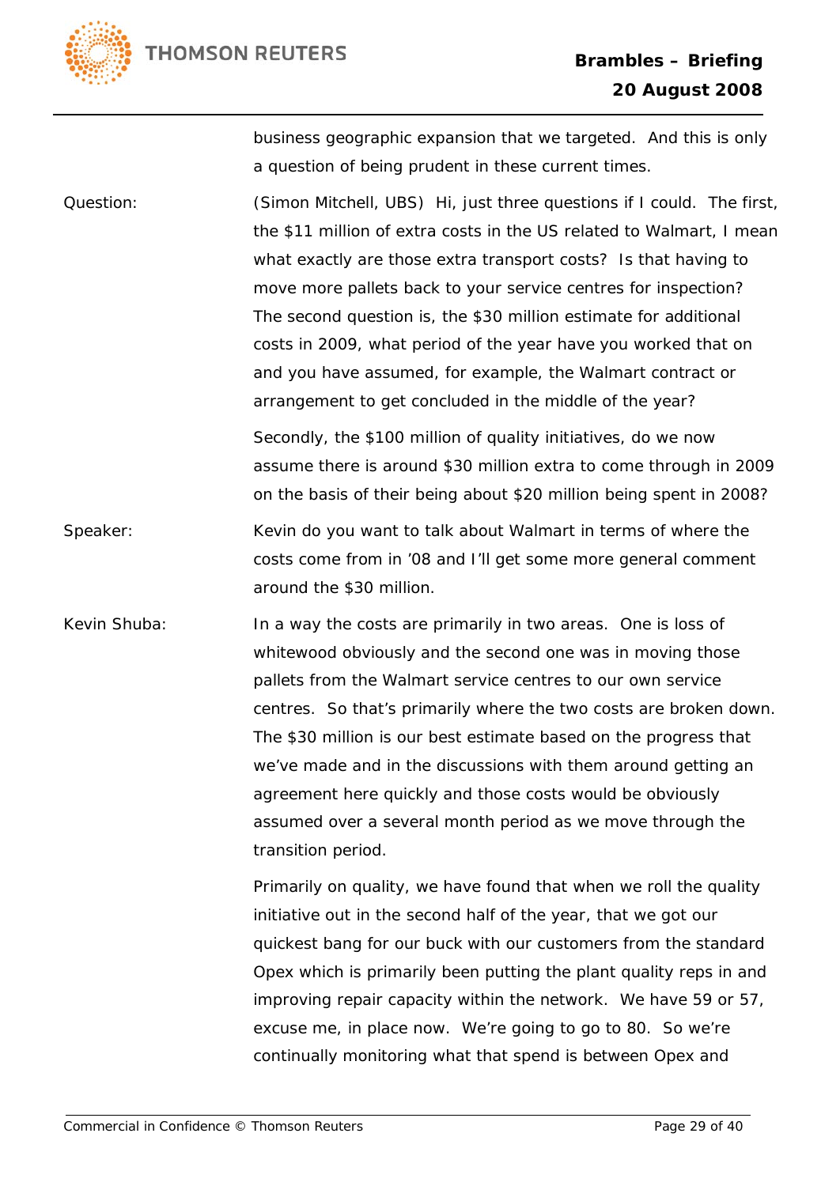business geographic expansion that we targeted. And this is only a question of being prudent in these current times.

**Question:** (Simon Mitchell, UBS) Hi, just three questions if I could. The first, the $11 million of extra costs in the US related to Walmart, I mean what exactly are those extra transport costs? Is that having to move more pallets back to your service centres for inspection? The second question is, the $30 million estimate for additional costs in 2009, what period of the year have you worked that on and you have assumed, for example, the Walmart contract or arrangement to get concluded in the middle of the year?

Secondly, the $100 million of quality initiatives, do we now assume there is around $30 million extra to come through in 2009 on the basis of their being about $20 million being spent in 2008?

**Speaker:** Kevin do you want to talk about Walmart in terms of where the costs come from in '08 and I'll get some more general comment around the $30 million.

**Kevin Shuba:** In a way the costs are primarily in two areas. One is loss of whitewood obviously and the second one was in moving those pallets from the Walmart service centres to our own service centres. So that's primarily where the two costs are broken down. The $30 million is our best estimate based on the progress that we've made and in the discussions with them around getting an agreement here quickly and those costs would be obviously assumed over a several month period as we move through the transition period.

Primarily on quality, we have found that when we roll the quality initiative out in the second half of the year, that we got our quickest bang for our buck with our customers from the standard Opex which is primarily been putting the plant quality reps in and improving repair capacity within the network. We have 59 or 57, excuse me, in place now. We're going to go to 80. So we're continually monitoring what that spend is between Opex and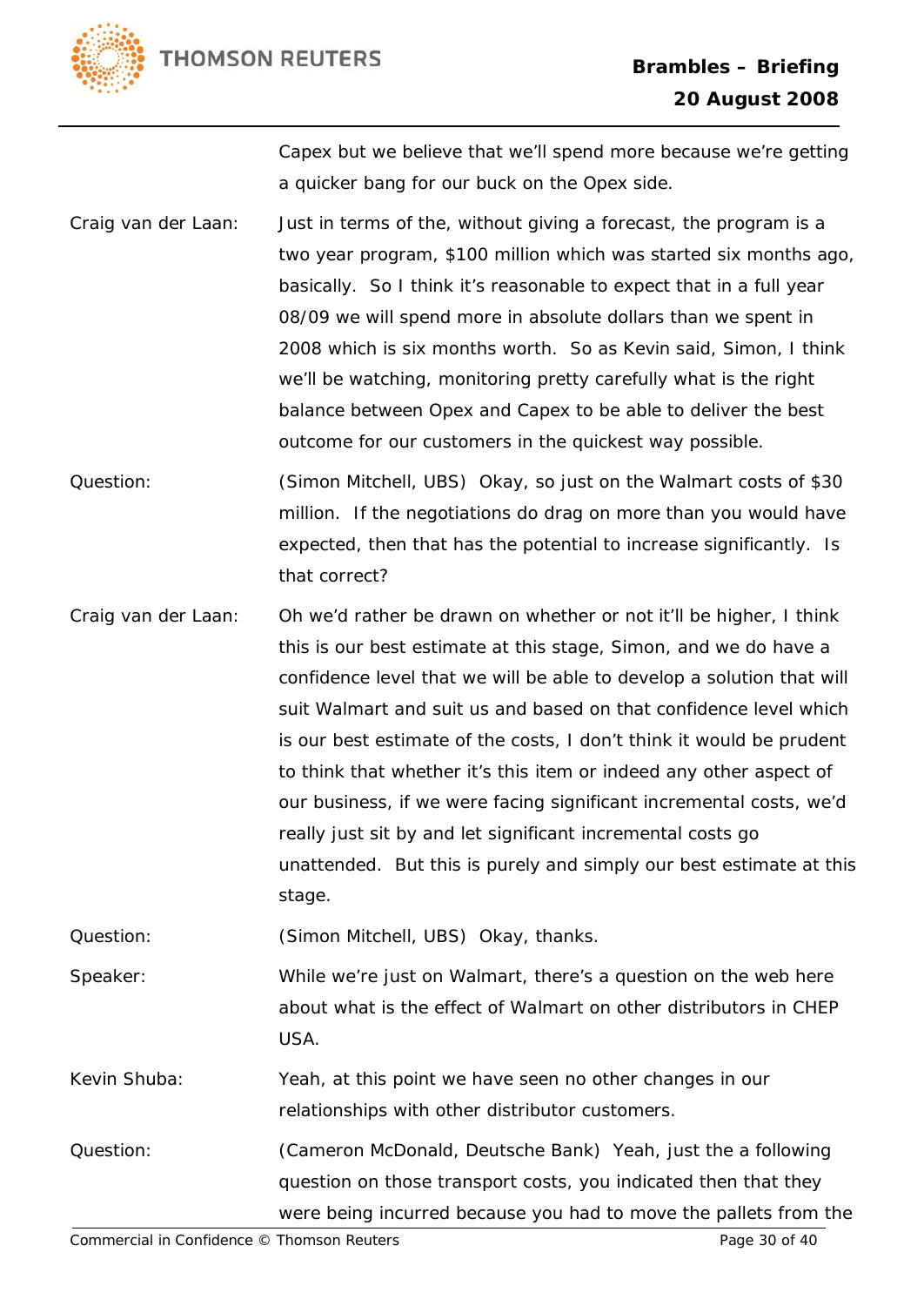Capex but we believe that we'll spend more because we're getting a quicker bang for our buck on the Opex side.

Craig van der Laan: Just in terms of the, without giving a forecast, the program is a two year program, $100 million which was started six months ago, basically. So I think it's reasonable to expect that in a full year 08/09 we will spend more in absolute dollars than we spent in 2008 which is six months worth. So as Kevin said, Simon, I think we'll be watching, monitoring pretty carefully what is the right balance between Opex and Capex to be able to deliver the best outcome for our customers in the quickest way possible.

Question: (Simon Mitchell, UBS) Okay, so just on the Walmart costs of $30 million. If the negotiations do drag on more than you would have expected, then that has the potential to increase significantly. Is that correct?

Craig van der Laan: Oh we'd rather be drawn on whether or not it'll be higher, I think this is our best estimate at this stage, Simon, and we do have a confidence level that we will be able to develop a solution that will suit Walmart and suit us and based on that confidence level which is our best estimate of the costs, I don't think it would be prudent to think that whether it's this item or indeed any other aspect of our business, if we were facing significant incremental costs, we'd really just sit by and let significant incremental costs go unattended. But this is purely and simply our best estimate at this stage.

Question: (Simon Mitchell, UBS) Okay, thanks.

Speaker: While we're just on Walmart, there's a question on the web here about what is the effect of Walmart on other distributors in CHEP USA.

Kevin Shuba: Yeah, at this point we have seen no other changes in our relationships with other distributor customers.

Question: (Cameron McDonald, Deutsche Bank) Yeah, just the a following question on those transport costs, you indicated then that they were being incurred because you had to move the pallets from the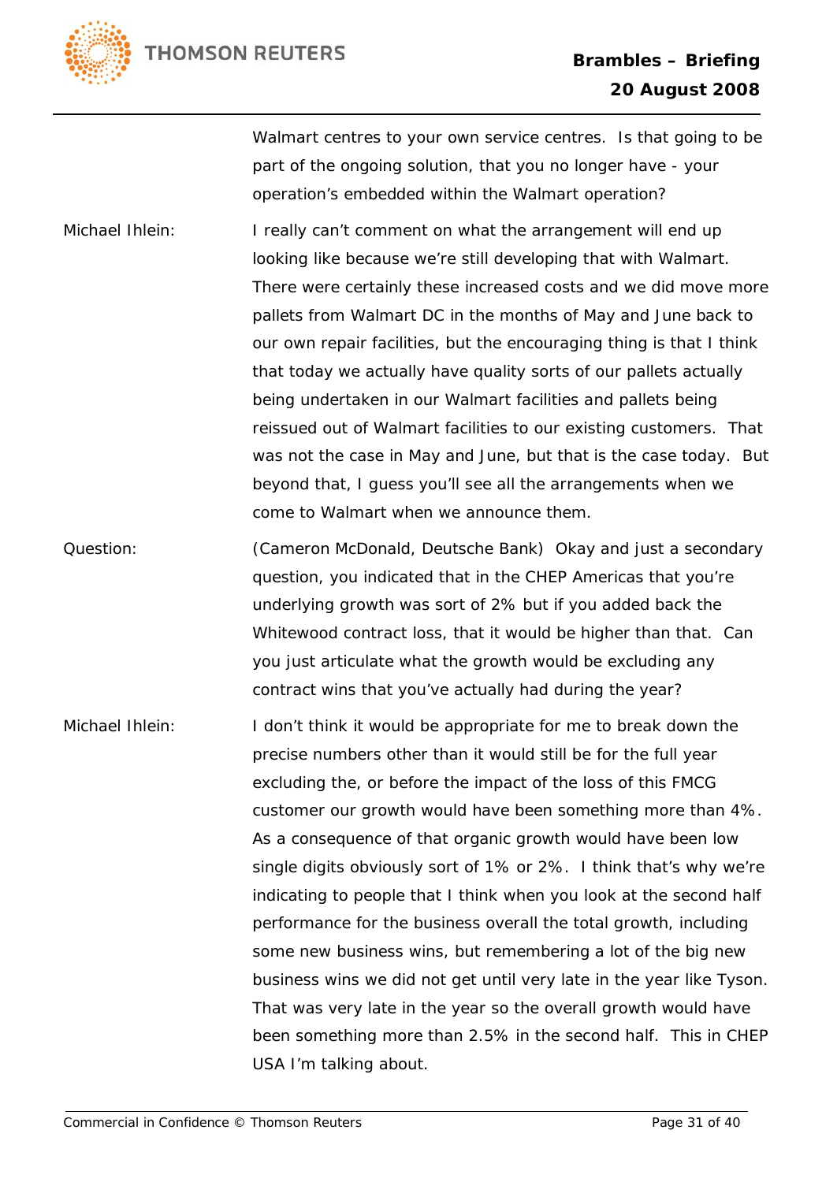Walmart centres to your own service centres. Is that going to be part of the ongoing solution, that you no longer have - your operation's embedded within the Walmart operation?

**Michael Ihlein:** I really can't comment on what the arrangement will end up looking like because we're still developing that with Walmart. There were certainly these increased costs and we did move more pallets from Walmart DC in the months of May and June back to our own repair facilities, but the encouraging thing is that I think that today we actually have quality sorts of our pallets actually being undertaken in our Walmart facilities and pallets being reissued out of Walmart facilities to our existing customers. That was not the case in May and June, but that is the case today. But beyond that, I guess you'll see all the arrangements when we come to Walmart when we announce them.

**Question:** (Cameron McDonald, Deutsche Bank) Okay and just a secondary question, you indicated that in the CHEP Americas that you're underlying growth was sort of 2% but if you added back the Whitewood contract loss, that it would be higher than that. Can you just articulate what the growth would be excluding any contract wins that you've actually had during the year?

**Michael Ihlein:** I don't think it would be appropriate for me to break down the precise numbers other than it would still be for the full year excluding the, or before the impact of the loss of this FMCG customer our growth would have been something more than 4%. As a consequence of that organic growth would have been low single digits obviously sort of 1% or 2%. I think that's why we're indicating to people that I think when you look at the second half performance for the business overall the total growth, including some new business wins, but remembering a lot of the big new business wins we did not get until very late in the year like Tyson. That was very late in the year so the overall growth would have been something more than 2.5% in the second half. This in CHEP USA I'm talking about.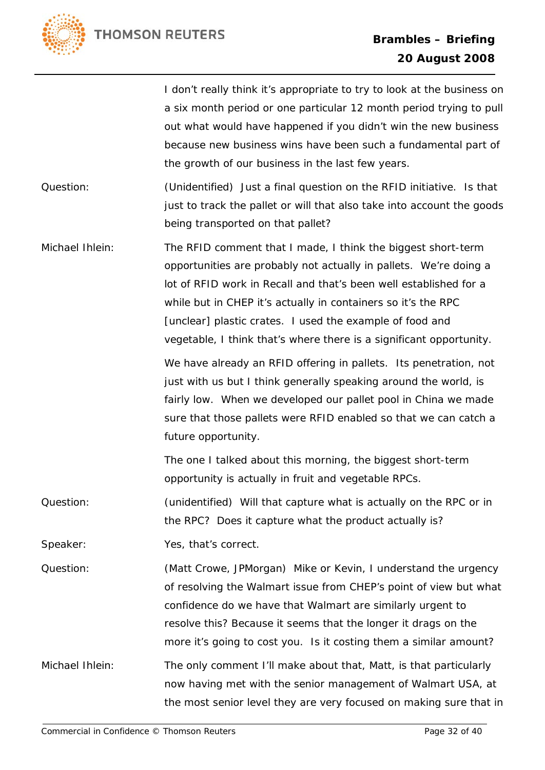I don't really think it's appropriate to try to look at the business on a six month period or one particular 12 month period trying to pull out what would have happened if you didn't win the new business because new business wins have been such a fundamental part of the growth of our business in the last few years.

**Question:** (Unidentified) Just a final question on the RFID initiative. Is that just to track the pallet or will that also take into account the goods being transported on that pallet?

**Michael Ihlein:** The RFID comment that I made, I think the biggest short-term opportunities are probably not actually in pallets. We're doing a lot of RFID work in Recall and that's been well established for a while but in CHEP it's actually in containers so it's the RPC [unclear] plastic crates. I used the example of food and vegetable, I think that's where there is a significant opportunity.

We have already an RFID offering in pallets. Its penetration, not just with us but I think generally speaking around the world, is fairly low. When we developed our pallet pool in China we made sure that those pallets were RFID enabled so that we can catch a future opportunity.

The one I talked about this morning, the biggest short-term opportunity is actually in fruit and vegetable RPCs.

**Question:** (unidentified) Will that capture what is actually on the RPC or in the RPC? Does it capture what the product actually is?

**Speaker:** Yes, that's correct.

**Question:** (Matt Crowe, JPMorgan) Mike or Kevin, I understand the urgency of resolving the Walmart issue from CHEP's point of view but what confidence do we have that Walmart are similarly urgent to resolve this? Because it seems that the longer it drags on the more it's going to cost you. Is it costing them a similar amount?

**Michael Ihlein:** The only comment I'll make about that, Matt, is that particularly now having met with the senior management of Walmart USA, at the most senior level they are very focused on making sure that in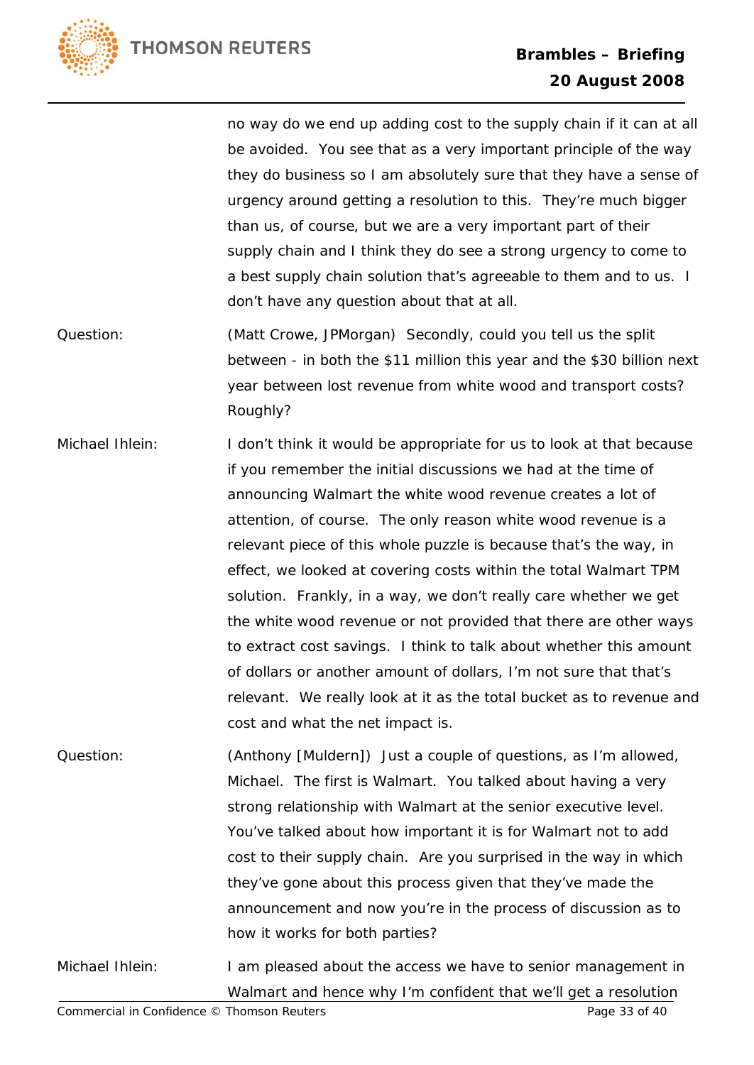no way do we end up adding cost to the supply chain if it can at all be avoided. You see that as a very important principle of the way they do business so I am absolutely sure that they have a sense of urgency around getting a resolution to this. They're much bigger than us, of course, but we are a very important part of their supply chain and I think they do see a strong urgency to come to a best supply chain solution that's agreeable to them and to us. I don't have any question about that at all.

**Question:** (Matt Crowe, JPMorgan) Secondly, could you tell us the split between - in both the $11 million this year and the $30 billion next year between lost revenue from white wood and transport costs? Roughly?

**Michael Ihlein:** I don't think it would be appropriate for us to look at that because if you remember the initial discussions we had at the time of announcing Walmart the white wood revenue creates a lot of attention, of course. The only reason white wood revenue is a relevant piece of this whole puzzle is because that's the way, in effect, we looked at covering costs within the total Walmart TPM solution. Frankly, in a way, we don't really care whether we get the white wood revenue or not provided that there are other ways to extract cost savings. I think to talk about whether this amount of dollars or another amount of dollars, I'm not sure that that's relevant. We really look at it as the total bucket as to revenue and cost and what the net impact is.

**Question:** (Anthony [Muldern]) Just a couple of questions, as I'm allowed, Michael. The first is Walmart. You talked about having a very strong relationship with Walmart at the senior executive level. You've talked about how important it is for Walmart not to add cost to their supply chain. Are you surprised in the way in which they've gone about this process given that they've made the announcement and now you're in the process of discussion as to how it works for both parties?

**Michael Ihlein:** I am pleased about the access we have to senior management in Walmart and hence why I'm confident that we'll get a resolution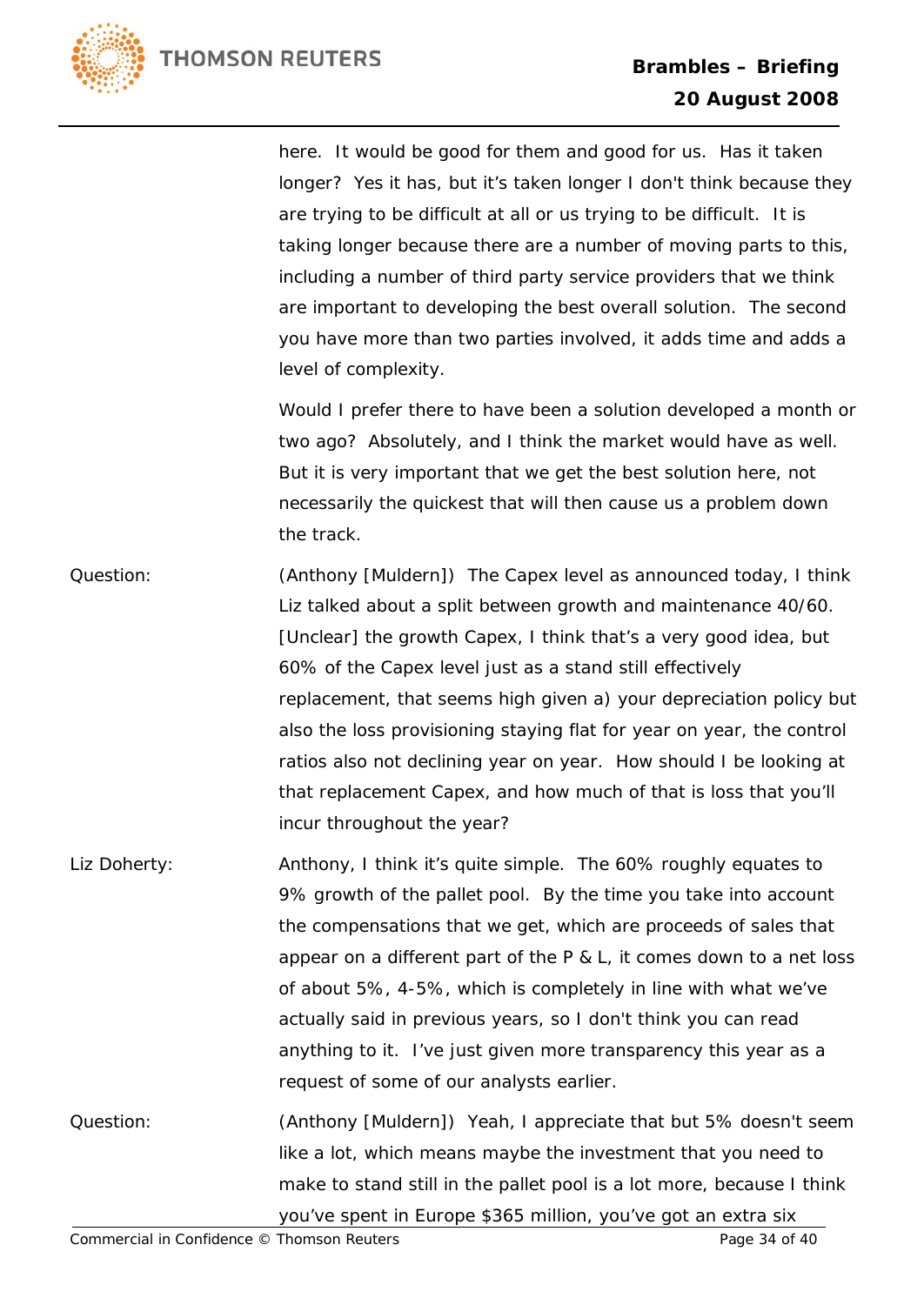here. It would be good for them and good for us. Has it taken longer? Yes it has, but it's taken longer I don't think because they are trying to be difficult at all or us trying to be difficult. It is taking longer because there are a number of moving parts to this, including a number of third party service providers that we think are important to developing the best overall solution. The second you have more than two parties involved, it adds time and adds a level of complexity.

Would I prefer there to have been a solution developed a month or two ago? Absolutely, and I think the market would have as well. But it is very important that we get the best solution here, not necessarily the quickest that will then cause us a problem down the track.

Question: (Anthony [Muldern]) The Capex level as announced today, I think Liz talked about a split between growth and maintenance 40/60. [Unclear] the growth Capex, I think that's a very good idea, but 60% of the Capex level just as a stand still effectively replacement, that seems high given a) your depreciation policy but also the loss provisioning staying flat for year on year, the control ratios also not declining year on year. How should I be looking at that replacement Capex, and how much of that is loss that you'll incur throughout the year?

Liz Doherty: Anthony, I think it's quite simple. The 60% roughly equates to 9% growth of the pallet pool. By the time you take into account the compensations that we get, which are proceeds of sales that appear on a different part of the P & L, it comes down to a net loss of about 5%, 4-5%, which is completely in line with what we've actually said in previous years, so I don't think you can read anything to it. I've just given more transparency this year as a request of some of our analysts earlier.

Question: (Anthony [Muldern]) Yeah, I appreciate that but 5% doesn't seem like a lot, which means maybe the investment that you need to make to stand still in the pallet pool is a lot more, because I think you've spent in Europe $365 million, you've got an extra six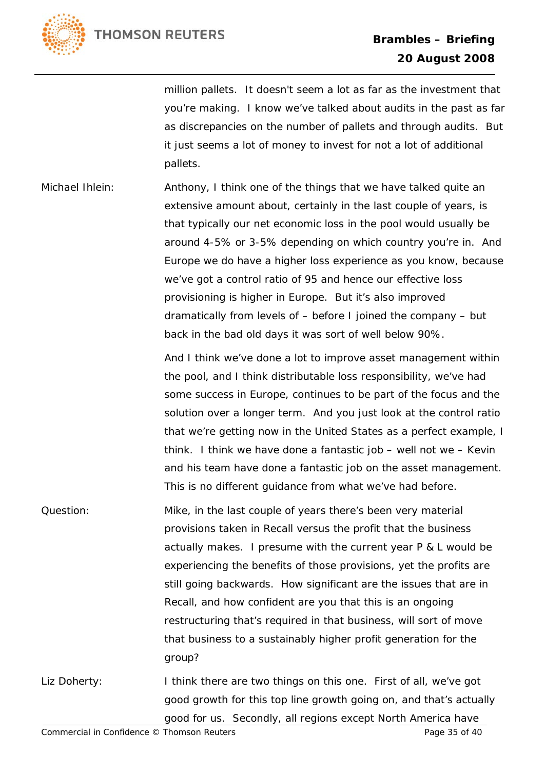million pallets. It doesn't seem a lot as far as the investment that you're making. I know we've talked about audits in the past as far as discrepancies on the number of pallets and through audits. But it just seems a lot of money to invest for not a lot of additional pallets.

Michael Ihlein: Anthony, I think one of the things that we have talked quite an extensive amount about, certainly in the last couple of years, is that typically our net economic loss in the pool would usually be around 4-5% or 3-5% depending on which country you're in. And Europe we do have a higher loss experience as you know, because we've got a control ratio of 95 and hence our effective loss provisioning is higher in Europe. But it's also improved dramatically from levels of – before I joined the company – but back in the bad old days it was sort of well below 90%.

And I think we've done a lot to improve asset management within the pool, and I think distributable loss responsibility, we've had some success in Europe, continues to be part of the focus and the solution over a longer term. And you just look at the control ratio that we're getting now in the United States as a perfect example, I think. I think we have done a fantastic job – well not we – Kevin and his team have done a fantastic job on the asset management. This is no different guidance from what we've had before.

Question: Mike, in the last couple of years there's been very material provisions taken in Recall versus the profit that the business actually makes. I presume with the current year P & L would be experiencing the benefits of those provisions, yet the profits are still going backwards. How significant are the issues that are in Recall, and how confident are you that this is an ongoing restructuring that's required in that business, will sort of move that business to a sustainably higher profit generation for the group?

Liz Doherty: I think there are two things on this one. First of all, we've got good growth for this top line growth going on, and that's actually good for us. Secondly, all regions except North America have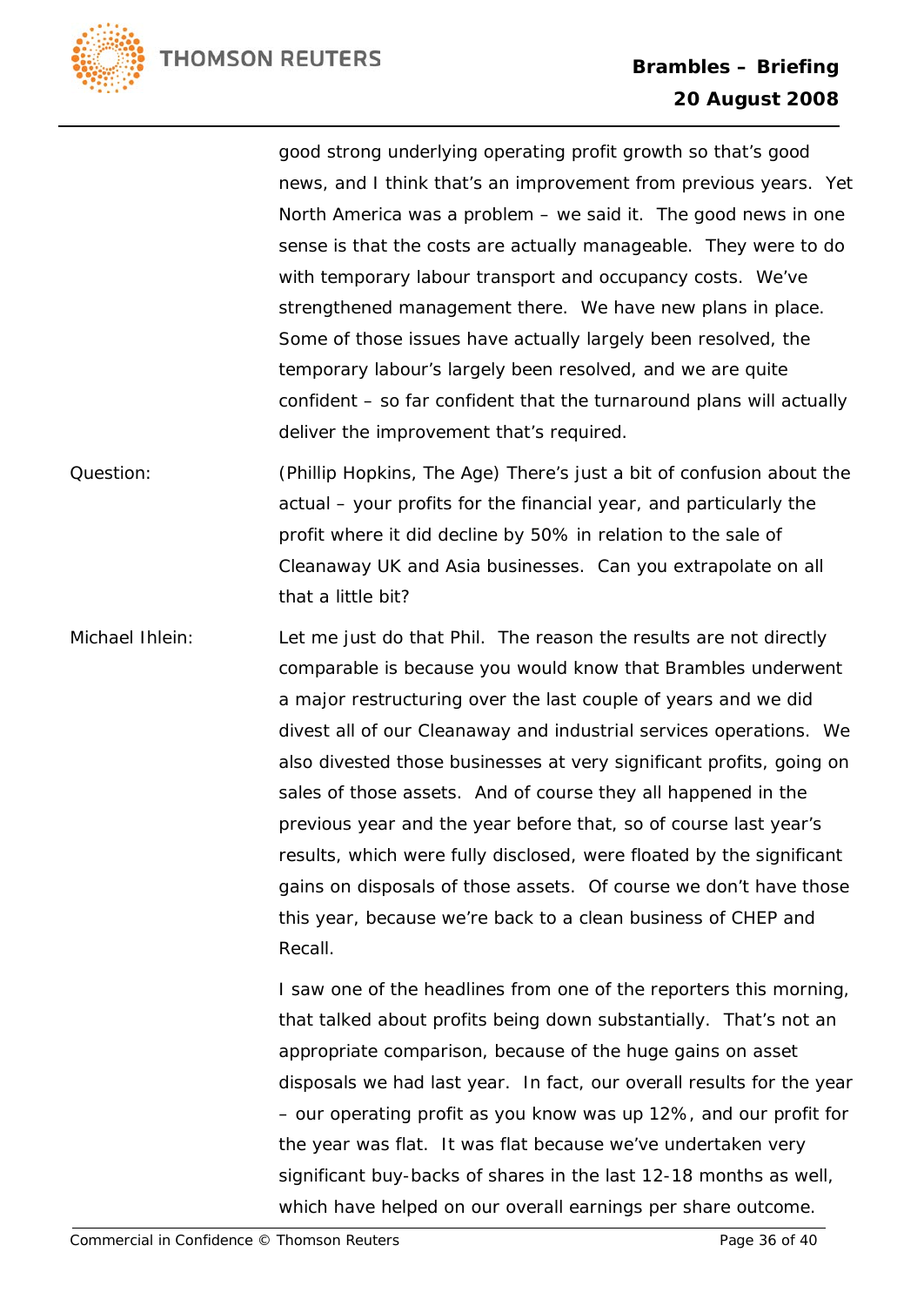good strong underlying operating profit growth so that's good news, and I think that's an improvement from previous years. Yet North America was a problem – we said it. The good news in one sense is that the costs are actually manageable. They were to do with temporary labour transport and occupancy costs. We've strengthened management there. We have new plans in place. Some of those issues have actually largely been resolved, the temporary labour's largely been resolved, and we are quite confident – so far confident that the turnaround plans will actually deliver the improvement that's required.

Question: (Phillip Hopkins, The Age) There's just a bit of confusion about the actual – your profits for the financial year, and particularly the profit where it did decline by 50% in relation to the sale of Cleanaway UK and Asia businesses. Can you extrapolate on all that a little bit?

Michael Ihlein: Let me just do that Phil. The reason the results are not directly comparable is because you would know that Brambles underwent a major restructuring over the last couple of years and we did divest all of our Cleanaway and industrial services operations. We also divested those businesses at very significant profits, going on sales of those assets. And of course they all happened in the previous year and the year before that, so of course last year's results, which were fully disclosed, were floated by the significant gains on disposals of those assets. Of course we don't have those this year, because we're back to a clean business of CHEP and Recall.

I saw one of the headlines from one of the reporters this morning, that talked about profits being down substantially. That's not an appropriate comparison, because of the huge gains on asset disposals we had last year. In fact, our overall results for the year – our operating profit as you know was up 12%, and our profit for the year was flat. It was flat because we've undertaken very significant buy-backs of shares in the last 12-18 months as well, which have helped on our overall earnings per share outcome.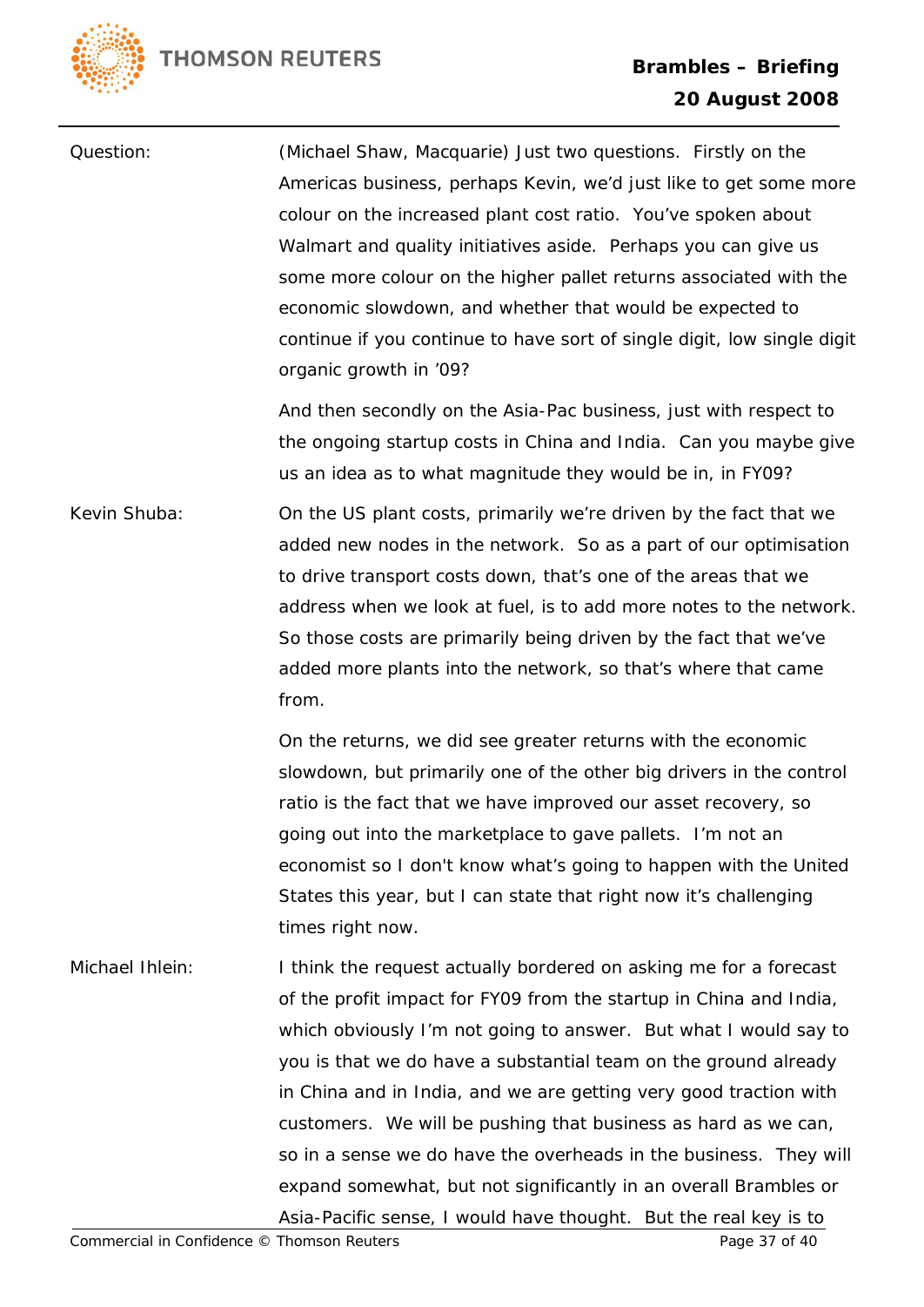Question: (Michael Shaw, Macquarie) Just two questions. Firstly on the Americas business, perhaps Kevin, we'd just like to get some more colour on the increased plant cost ratio. You've spoken about Walmart and quality initiatives aside. Perhaps you can give us some more colour on the higher pallet returns associated with the economic slowdown, and whether that would be expected to continue if you continue to have sort of single digit, low single digit organic growth in '09?

And then secondly on the Asia-Pac business, just with respect to the ongoing startup costs in China and India. Can you maybe give us an idea as to what magnitude they would be in, in FY09?

Kevin Shuba: On the US plant costs, primarily we're driven by the fact that we added new nodes in the network. So as a part of our optimisation to drive transport costs down, that's one of the areas that we address when we look at fuel, is to add more notes to the network. So those costs are primarily being driven by the fact that we've added more plants into the network, so that's where that came from.

On the returns, we did see greater returns with the economic slowdown, but primarily one of the other big drivers in the control ratio is the fact that we have improved our asset recovery, so going out into the marketplace to gave pallets. I'm not an economist so I don't know what's going to happen with the United States this year, but I can state that right now it's challenging times right now.

Michael Ihlein: I think the request actually bordered on asking me for a forecast of the profit impact for FY09 from the startup in China and India, which obviously I'm not going to answer. But what I would say to you is that we do have a substantial team on the ground already in China and in India, and we are getting very good traction with customers. We will be pushing that business as hard as we can, so in a sense we do have the overheads in the business. They will expand somewhat, but not significantly in an overall Brambles or Asia-Pacific sense, I would have thought. But the real key is to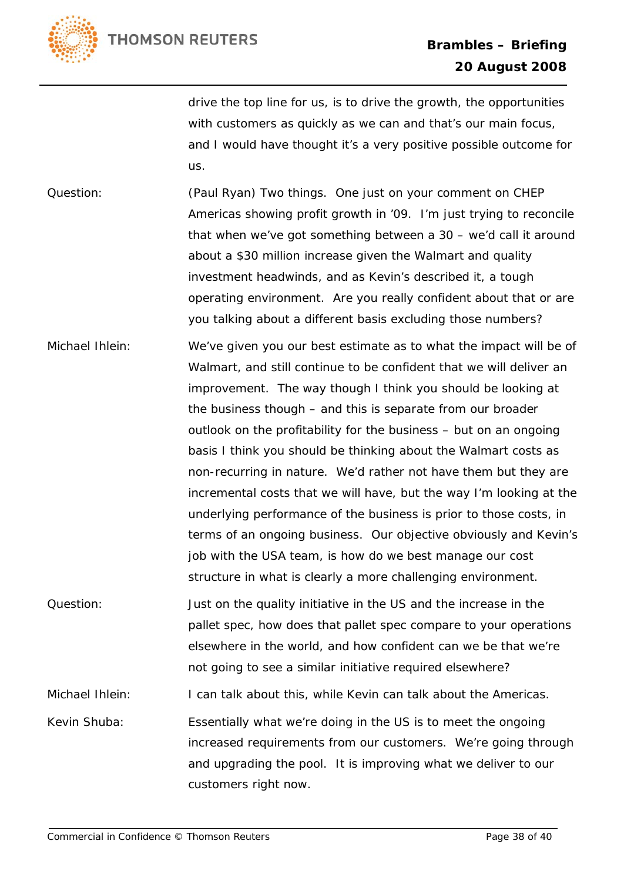drive the top line for us, is to drive the growth, the opportunities with customers as quickly as we can and that's our main focus, and I would have thought it's a very positive possible outcome for us.

Question: (Paul Ryan) Two things. One just on your comment on CHEP Americas showing profit growth in '09. I'm just trying to reconcile that when we've got something between a 30 – we'd call it around about a $30 million increase given the Walmart and quality investment headwinds, and as Kevin's described it, a tough operating environment. Are you really confident about that or are you talking about a different basis excluding those numbers?

Michael Ihlein: We've given you our best estimate as to what the impact will be of Walmart, and still continue to be confident that we will deliver an improvement. The way though I think you should be looking at the business though – and this is separate from our broader outlook on the profitability for the business – but on an ongoing basis I think you should be thinking about the Walmart costs as non-recurring in nature. We'd rather not have them but they are incremental costs that we will have, but the way I'm looking at the underlying performance of the business is prior to those costs, in terms of an ongoing business. Our objective obviously and Kevin's job with the USA team, is how do we best manage our cost structure in what is clearly a more challenging environment.

Question: Just on the quality initiative in the US and the increase in the pallet spec, how does that pallet spec compare to your operations elsewhere in the world, and how confident can we be that we're not going to see a similar initiative required elsewhere?

Michael Ihlein: I can talk about this, while Kevin can talk about the Americas.

Kevin Shuba: Essentially what we're doing in the US is to meet the ongoing increased requirements from our customers. We're going through and upgrading the pool. It is improving what we deliver to our customers right now.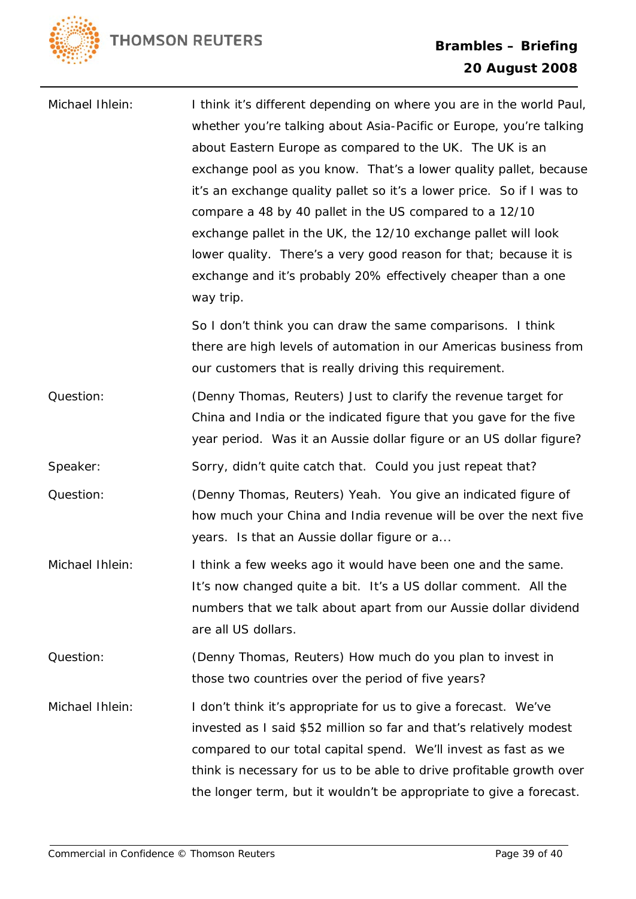Michael Ihlein: I think it's different depending on where you are in the world Paul, whether you're talking about Asia-Pacific or Europe, you're talking about Eastern Europe as compared to the UK. The UK is an exchange pool as you know. That's a lower quality pallet, because it's an exchange quality pallet so it's a lower price. So if I was to compare a 48 by 40 pallet in the US compared to a 12/10 exchange pallet in the UK, the 12/10 exchange pallet will look lower quality. There's a very good reason for that; because it is exchange and it's probably 20% effectively cheaper than a one way trip.

So I don't think you can draw the same comparisons. I think there are high levels of automation in our Americas business from our customers that is really driving this requirement.

Question: (Denny Thomas, Reuters) Just to clarify the revenue target for China and India or the indicated figure that you gave for the five year period. Was it an Aussie dollar figure or an US dollar figure?

Speaker: Sorry, didn't quite catch that. Could you just repeat that?

Question: (Denny Thomas, Reuters) Yeah. You give an indicated figure of how much your China and India revenue will be over the next five years. Is that an Aussie dollar figure or a...

Michael Ihlein: I think a few weeks ago it would have been one and the same. It's now changed quite a bit. It's a US dollar comment. All the numbers that we talk about apart from our Aussie dollar dividend are all US dollars.

Question: (Denny Thomas, Reuters) How much do you plan to invest in those two countries over the period of five years?

Michael Ihlein: I don't think it's appropriate for us to give a forecast. We've invested as I said $52 million so far and that's relatively modest compared to our total capital spend. We'll invest as fast as we think is necessary for us to be able to drive profitable growth over the longer term, but it wouldn't be appropriate to give a forecast.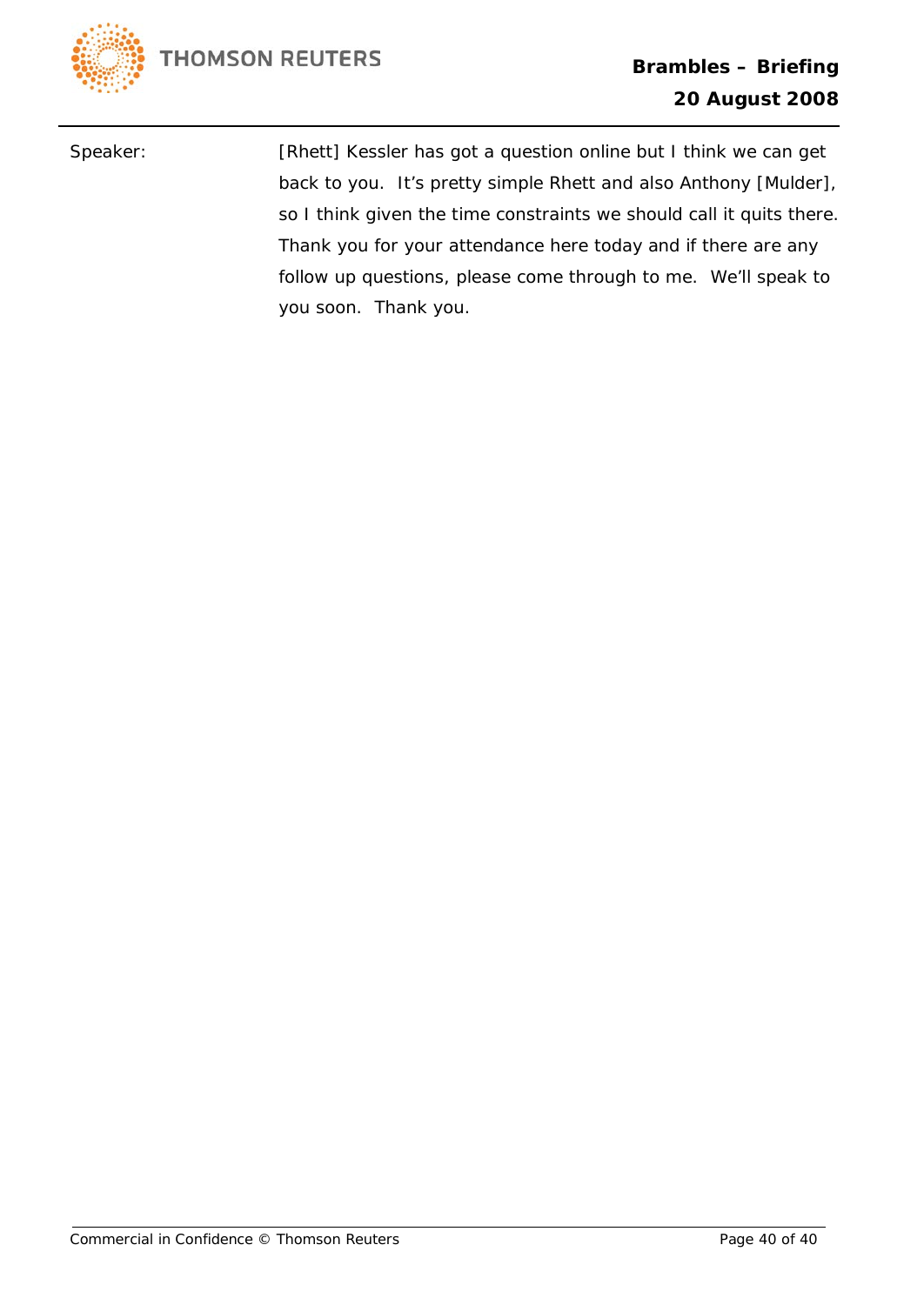Speaker: [Rhett] Kessler has got a question online but I think we can get back to you. It's pretty simple Rhett and also Anthony [Mulder], so I think given the time constraints we should call it quits there. Thank you for your attendance here today and if there are any follow up questions, please come through to me. We'll speak to you soon. Thank you.